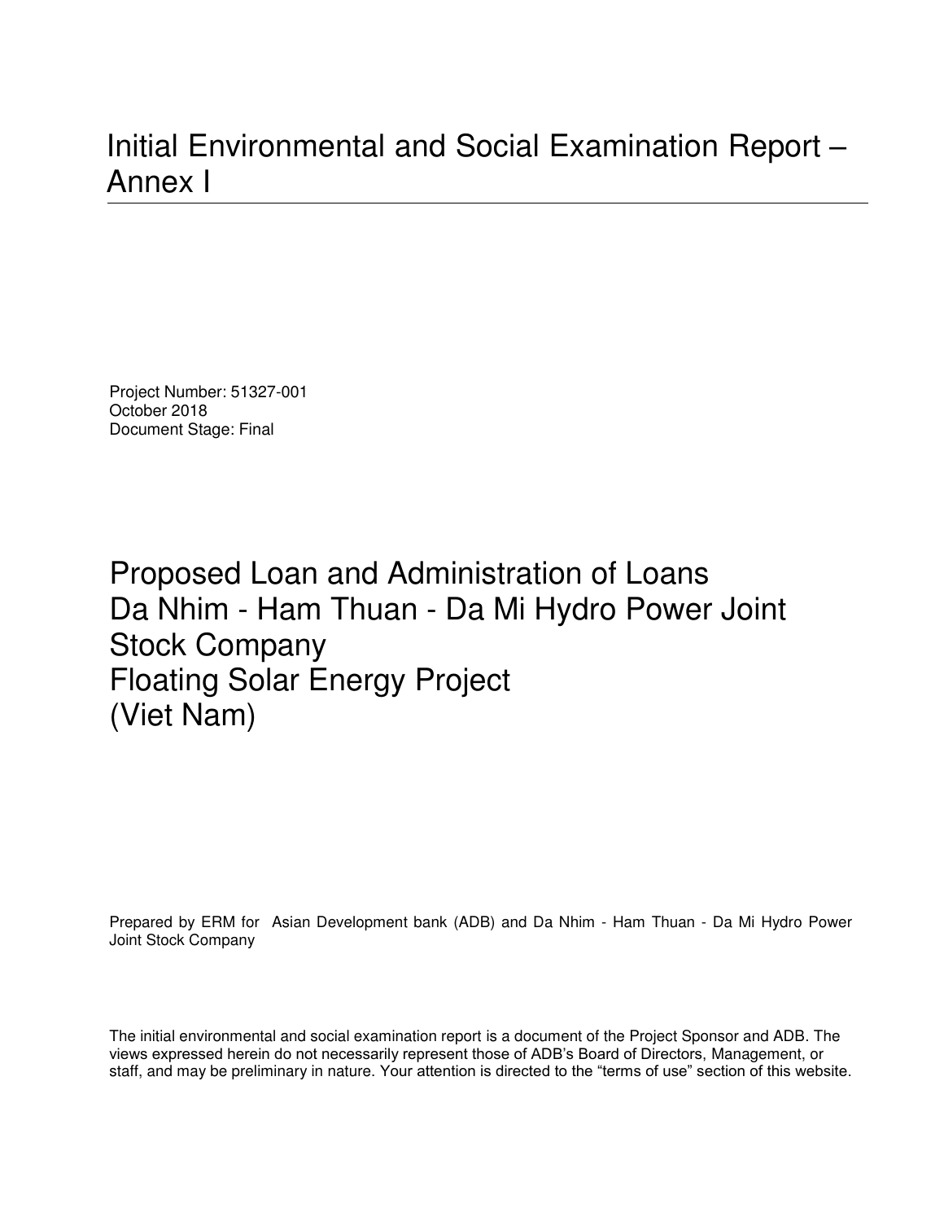# Initial Environmental and Social Examination Report – Annex I

Project Number: 51327-001
October 2018
Document Stage: Final

## Proposed Loan and Administration of Loans
## Da Nhim - Ham Thuan - Da Mi Hydro Power Joint Stock Company
## Floating Solar Energy Project
## (Viet Nam)

Prepared by ERM for Asian Development bank (ADB) and Da Nhim - Ham Thuan - Da Mi Hydro Power Joint Stock Company

The initial environmental and social examination report is a document of the Project Sponsor and ADB. The views expressed herein do not necessarily represent those of ADB's Board of Directors, Management, or staff, and may be preliminary in nature. Your attention is directed to the "terms of use" section of this website.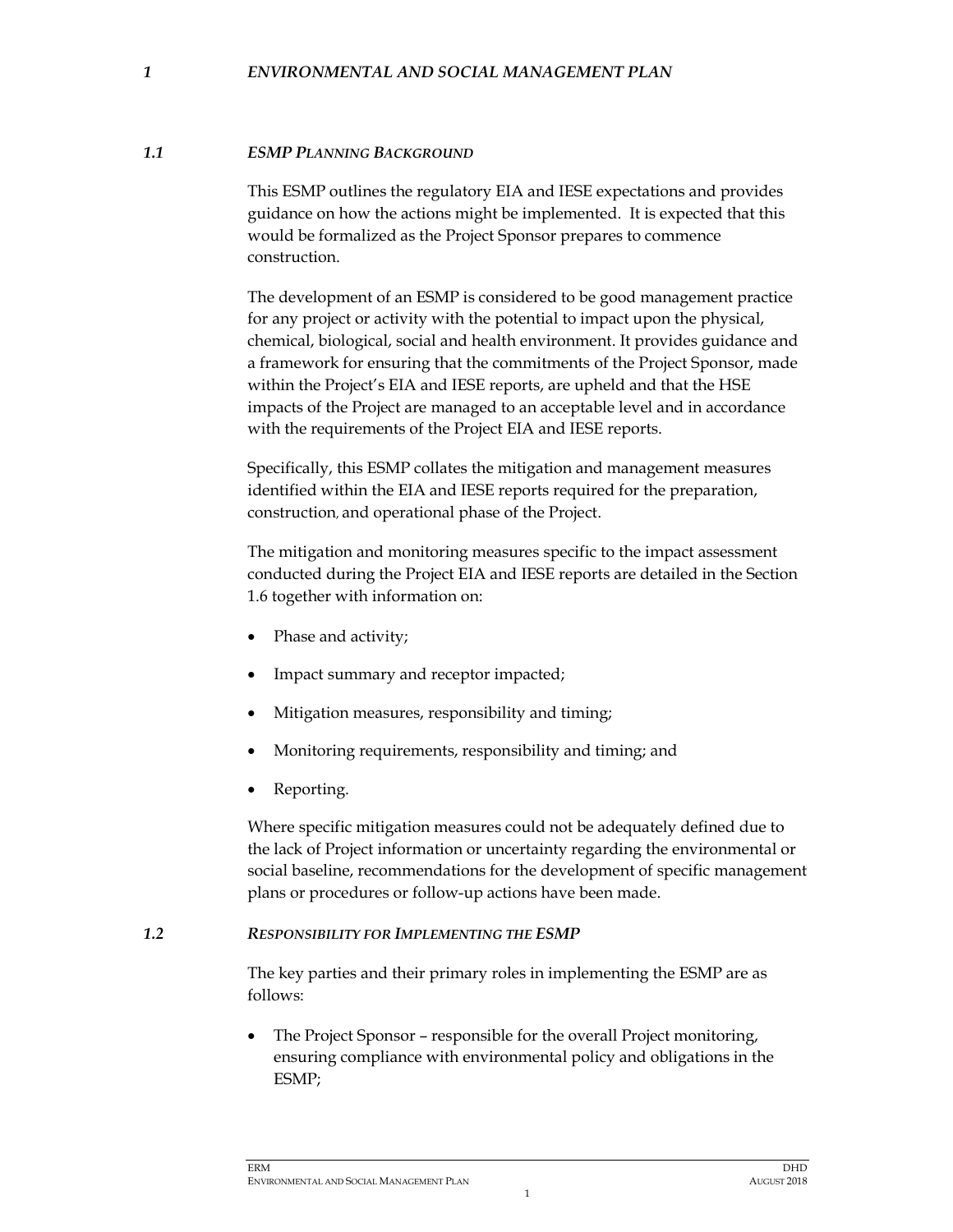# *1 ENVIRONMENTAL AND SOCIAL MANAGEMENT PLAN*

## *1.1 ESMP PLANNING BACKGROUND*

This ESMP outlines the regulatory EIA and IESE expectations and provides guidance on how the actions might be implemented. It is expected that this would be formalized as the Project Sponsor prepares to commence construction.

The development of an ESMP is considered to be good management practice for any project or activity with the potential to impact upon the physical, chemical, biological, social and health environment. It provides guidance and a framework for ensuring that the commitments of the Project Sponsor, made within the Project's EIA and IESE reports, are upheld and that the HSE impacts of the Project are managed to an acceptable level and in accordance with the requirements of the Project EIA and IESE reports.

Specifically, this ESMP collates the mitigation and management measures identified within the EIA and IESE reports required for the preparation, construction, and operational phase of the Project.

The mitigation and monitoring measures specific to the impact assessment conducted during the Project EIA and IESE reports are detailed in the Section 1.6 together with information on:

- Phase and activity;
- Impact summary and receptor impacted;
- Mitigation measures, responsibility and timing;
- Monitoring requirements, responsibility and timing; and
- Reporting.

Where specific mitigation measures could not be adequately defined due to the lack of Project information or uncertainty regarding the environmental or social baseline, recommendations for the development of specific management plans or procedures or follow-up actions have been made.

## *1.2 RESPONSIBILITY FOR IMPLEMENTING THE ESMP*

The key parties and their primary roles in implementing the ESMP are as follows:

- The Project Sponsor – responsible for the overall Project monitoring, ensuring compliance with environmental policy and obligations in the ESMP;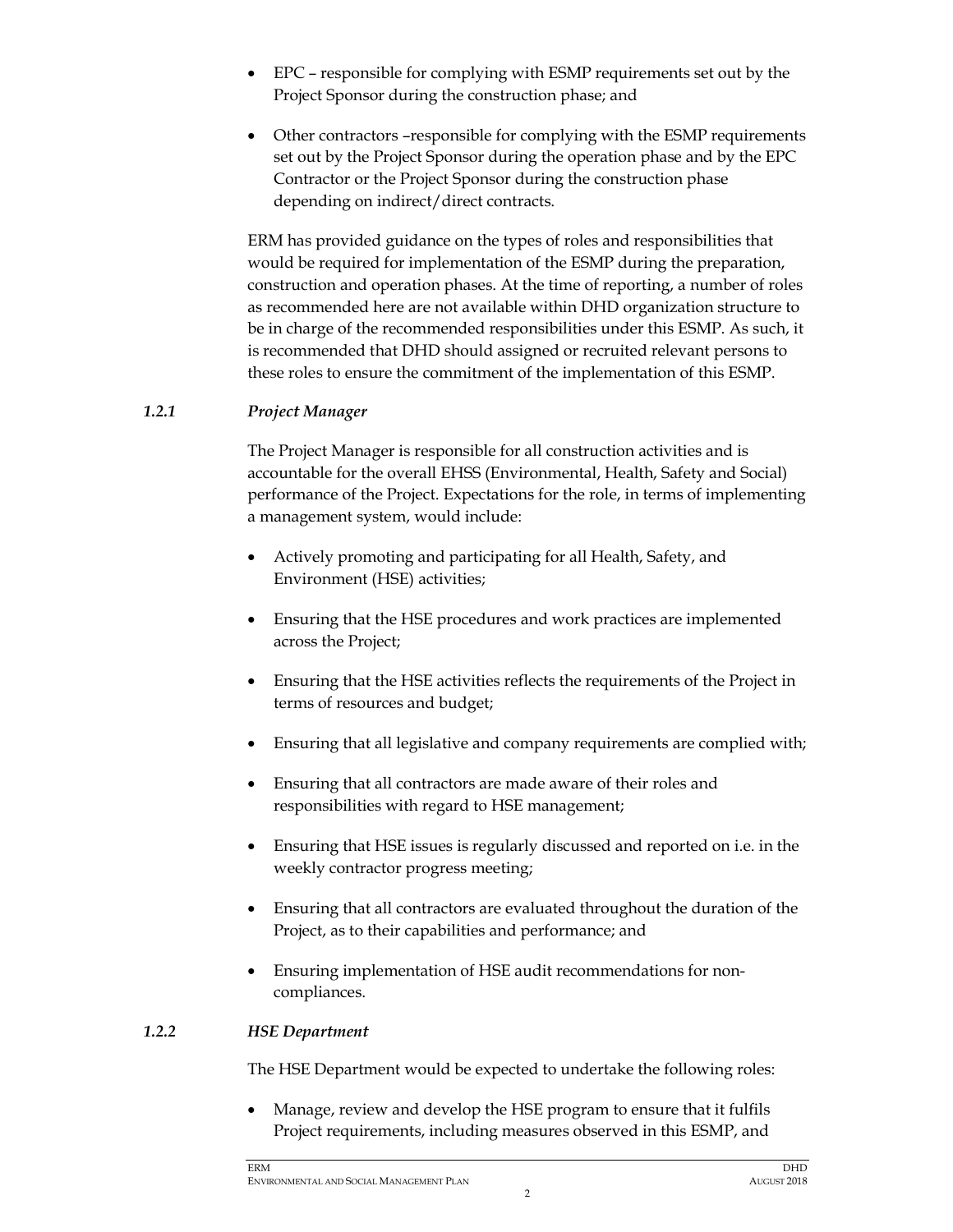- EPC – responsible for complying with ESMP requirements set out by the Project Sponsor during the construction phase; and
- Other contractors –responsible for complying with the ESMP requirements set out by the Project Sponsor during the operation phase and by the EPC Contractor or the Project Sponsor during the construction phase depending on indirect/direct contracts.

ERM has provided guidance on the types of roles and responsibilities that would be required for implementation of the ESMP during the preparation, construction and operation phases. At the time of reporting, a number of roles as recommended here are not available within DHD organization structure to be in charge of the recommended responsibilities under this ESMP. As such, it is recommended that DHD should assigned or recruited relevant persons to these roles to ensure the commitment of the implementation of this ESMP.

### *1.2.1 Project Manager*

The Project Manager is responsible for all construction activities and is accountable for the overall EHSS (Environmental, Health, Safety and Social) performance of the Project. Expectations for the role, in terms of implementing a management system, would include:

- Actively promoting and participating for all Health, Safety, and Environment (HSE) activities;
- Ensuring that the HSE procedures and work practices are implemented across the Project;
- Ensuring that the HSE activities reflects the requirements of the Project in terms of resources and budget;
- Ensuring that all legislative and company requirements are complied with;
- Ensuring that all contractors are made aware of their roles and responsibilities with regard to HSE management;
- Ensuring that HSE issues is regularly discussed and reported on i.e. in the weekly contractor progress meeting;
- Ensuring that all contractors are evaluated throughout the duration of the Project, as to their capabilities and performance; and
- Ensuring implementation of HSE audit recommendations for non-compliances.

### *1.2.2 HSE Department*

The HSE Department would be expected to undertake the following roles:

- Manage, review and develop the HSE program to ensure that it fulfils Project requirements, including measures observed in this ESMP, and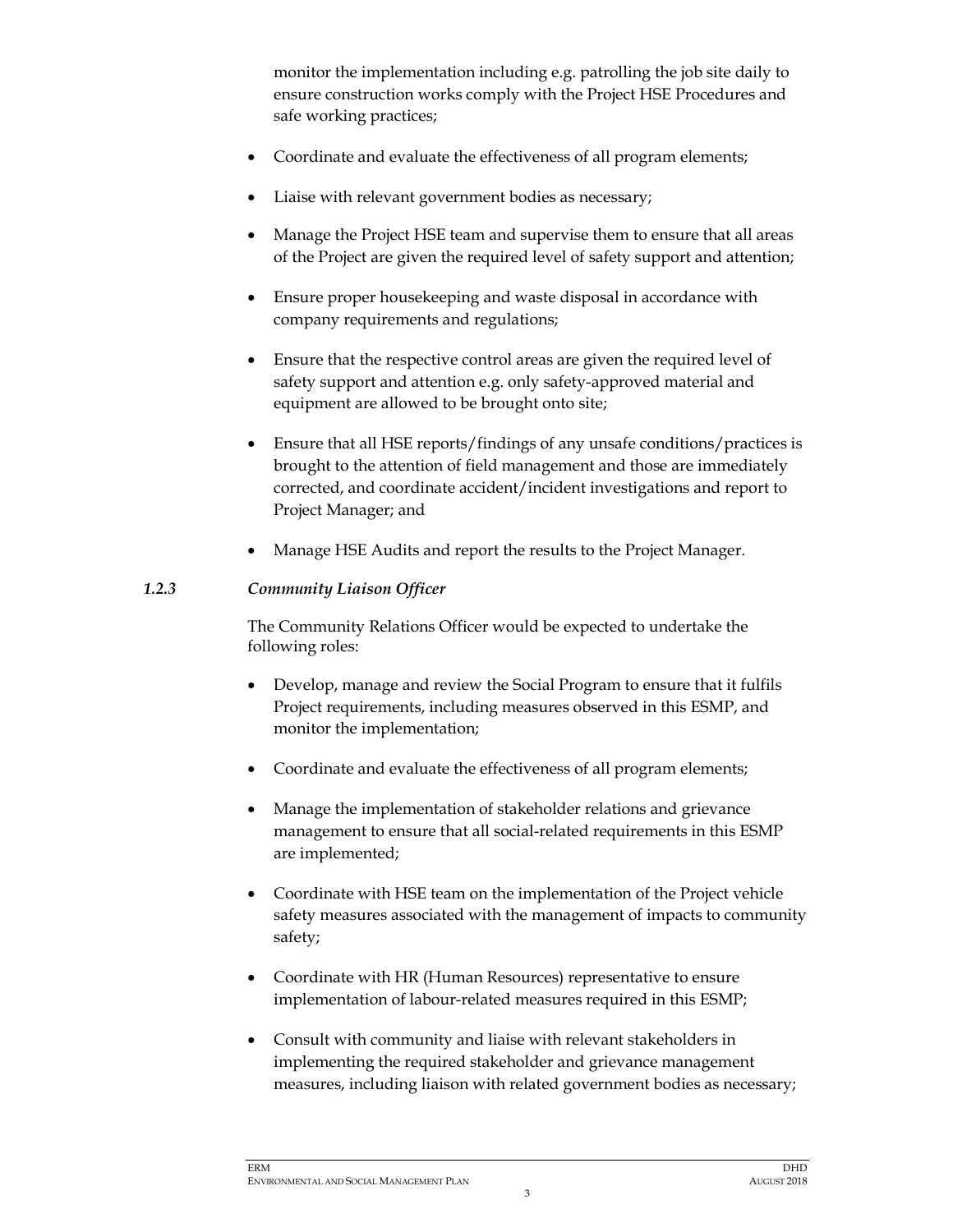monitor the implementation including e.g. patrolling the job site daily to ensure construction works comply with the Project HSE Procedures and safe working practices;

- Coordinate and evaluate the effectiveness of all program elements;
- Liaise with relevant government bodies as necessary;
- Manage the Project HSE team and supervise them to ensure that all areas of the Project are given the required level of safety support and attention;
- Ensure proper housekeeping and waste disposal in accordance with company requirements and regulations;
- Ensure that the respective control areas are given the required level of safety support and attention e.g. only safety-approved material and equipment are allowed to be brought onto site;
- Ensure that all HSE reports/findings of any unsafe conditions/practices is brought to the attention of field management and those are immediately corrected, and coordinate accident/incident investigations and report to Project Manager; and
- Manage HSE Audits and report the results to the Project Manager.

### *1.2.3 Community Liaison Officer*

The Community Relations Officer would be expected to undertake the following roles:

- Develop, manage and review the Social Program to ensure that it fulfils Project requirements, including measures observed in this ESMP, and monitor the implementation;
- Coordinate and evaluate the effectiveness of all program elements;
- Manage the implementation of stakeholder relations and grievance management to ensure that all social-related requirements in this ESMP are implemented;
- Coordinate with HSE team on the implementation of the Project vehicle safety measures associated with the management of impacts to community safety;
- Coordinate with HR (Human Resources) representative to ensure implementation of labour-related measures required in this ESMP;
- Consult with community and liaise with relevant stakeholders in implementing the required stakeholder and grievance management measures, including liaison with related government bodies as necessary;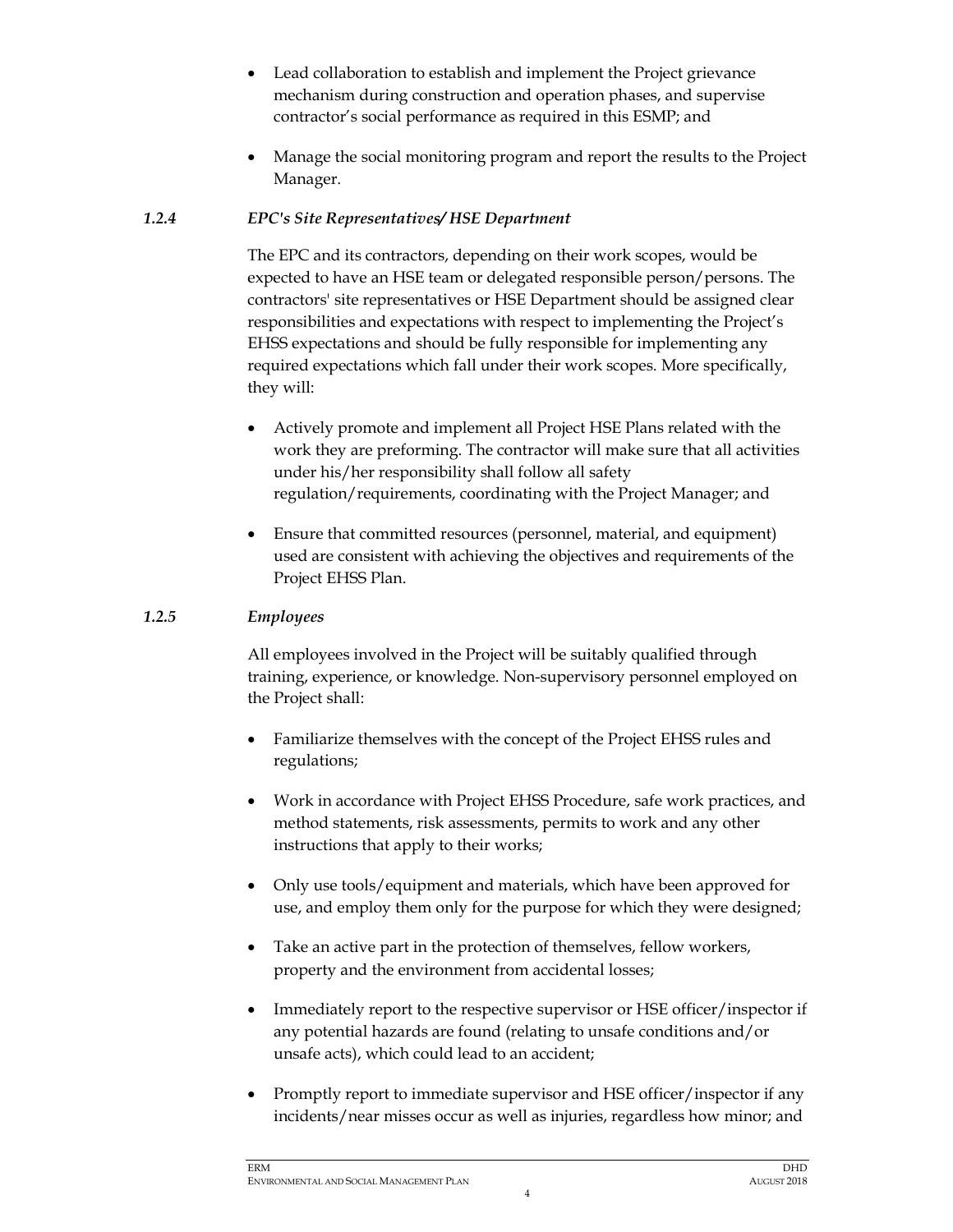- Lead collaboration to establish and implement the Project grievance mechanism during construction and operation phases, and supervise contractor's social performance as required in this ESMP; and
- Manage the social monitoring program and report the results to the Project Manager.

### *1.2.4 EPC's Site Representatives/ HSE Department*

The EPC and its contractors, depending on their work scopes, would be expected to have an HSE team or delegated responsible person/persons. The contractors' site representatives or HSE Department should be assigned clear responsibilities and expectations with respect to implementing the Project's EHSS expectations and should be fully responsible for implementing any required expectations which fall under their work scopes. More specifically, they will:

- Actively promote and implement all Project HSE Plans related with the work they are preforming. The contractor will make sure that all activities under his/her responsibility shall follow all safety regulation/requirements, coordinating with the Project Manager; and
- Ensure that committed resources (personnel, material, and equipment) used are consistent with achieving the objectives and requirements of the Project EHSS Plan.

### *1.2.5 Employees*

All employees involved in the Project will be suitably qualified through training, experience, or knowledge. Non-supervisory personnel employed on the Project shall:

- Familiarize themselves with the concept of the Project EHSS rules and regulations;
- Work in accordance with Project EHSS Procedure, safe work practices, and method statements, risk assessments, permits to work and any other instructions that apply to their works;
- Only use tools/equipment and materials, which have been approved for use, and employ them only for the purpose for which they were designed;
- Take an active part in the protection of themselves, fellow workers, property and the environment from accidental losses;
- Immediately report to the respective supervisor or HSE officer/inspector if any potential hazards are found (relating to unsafe conditions and/or unsafe acts), which could lead to an accident;
- Promptly report to immediate supervisor and HSE officer/inspector if any incidents/near misses occur as well as injuries, regardless how minor; and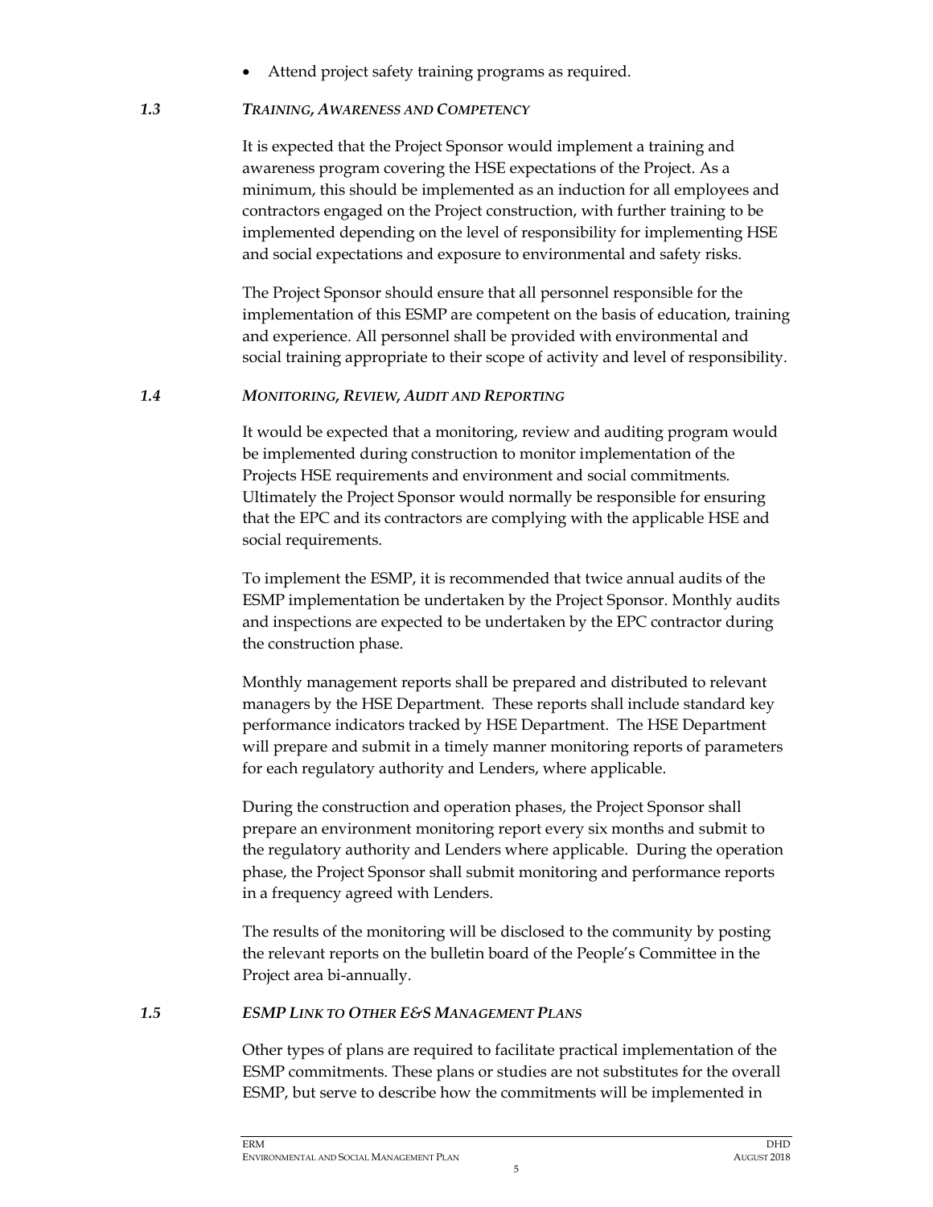- Attend project safety training programs as required.

### 1.3 *Training, Awareness and Competency*

It is expected that the Project Sponsor would implement a training and awareness program covering the HSE expectations of the Project. As a minimum, this should be implemented as an induction for all employees and contractors engaged on the Project construction, with further training to be implemented depending on the level of responsibility for implementing HSE and social expectations and exposure to environmental and safety risks.

The Project Sponsor should ensure that all personnel responsible for the implementation of this ESMP are competent on the basis of education, training and experience. All personnel shall be provided with environmental and social training appropriate to their scope of activity and level of responsibility.

### 1.4 *Monitoring, Review, Audit and Reporting*

It would be expected that a monitoring, review and auditing program would be implemented during construction to monitor implementation of the Projects HSE requirements and environment and social commitments. Ultimately the Project Sponsor would normally be responsible for ensuring that the EPC and its contractors are complying with the applicable HSE and social requirements.

To implement the ESMP, it is recommended that twice annual audits of the ESMP implementation be undertaken by the Project Sponsor. Monthly audits and inspections are expected to be undertaken by the EPC contractor during the construction phase.

Monthly management reports shall be prepared and distributed to relevant managers by the HSE Department. These reports shall include standard key performance indicators tracked by HSE Department. The HSE Department will prepare and submit in a timely manner monitoring reports of parameters for each regulatory authority and Lenders, where applicable.

During the construction and operation phases, the Project Sponsor shall prepare an environment monitoring report every six months and submit to the regulatory authority and Lenders where applicable. During the operation phase, the Project Sponsor shall submit monitoring and performance reports in a frequency agreed with Lenders.

The results of the monitoring will be disclosed to the community by posting the relevant reports on the bulletin board of the People's Committee in the Project area bi-annually.

### 1.5 *ESMP Link to Other E&S Management Plans*

Other types of plans are required to facilitate practical implementation of the ESMP commitments. These plans or studies are not substitutes for the overall ESMP, but serve to describe how the commitments will be implemented in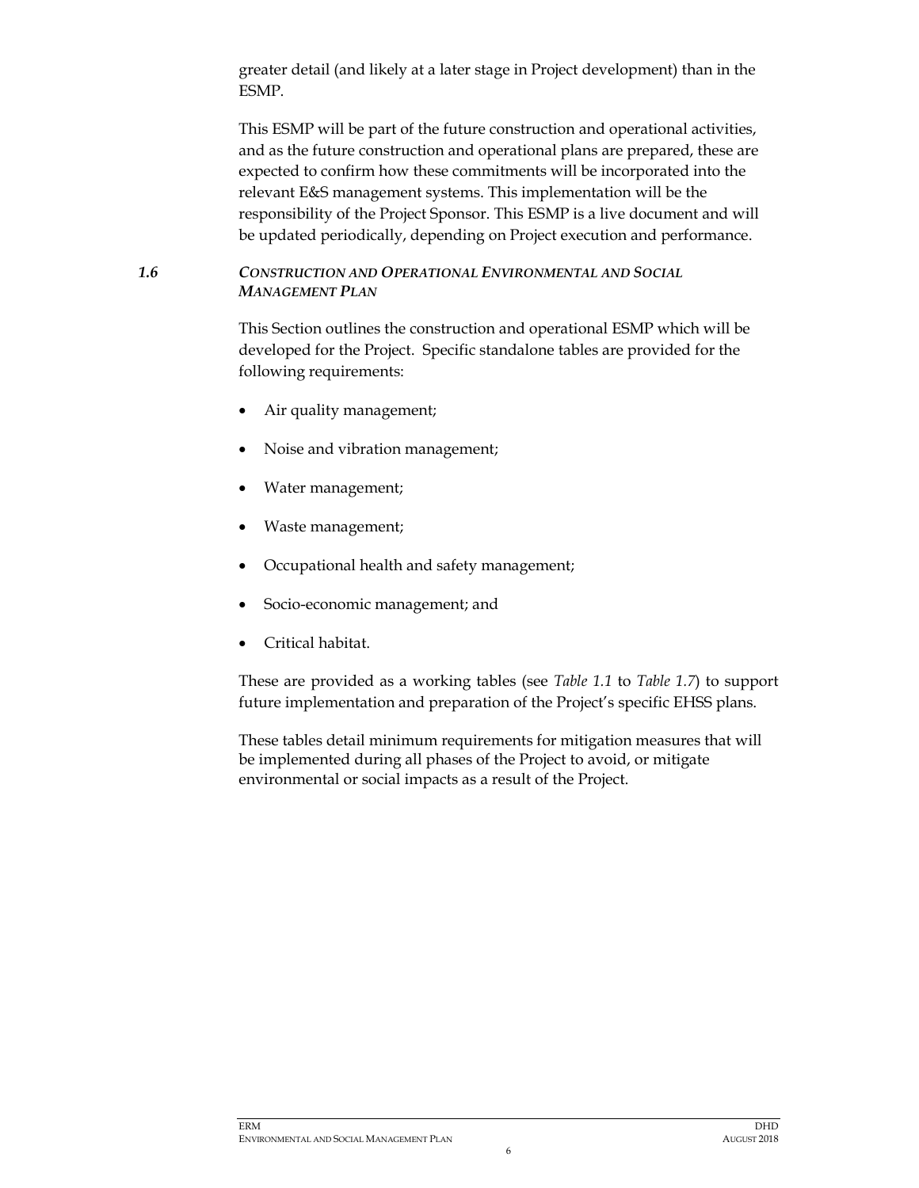greater detail (and likely at a later stage in Project development) than in the ESMP.

This ESMP will be part of the future construction and operational activities, and as the future construction and operational plans are prepared, these are expected to confirm how these commitments will be incorporated into the relevant E&S management systems. This implementation will be the responsibility of the Project Sponsor. This ESMP is a live document and will be updated periodically, depending on Project execution and performance.

## *1.6 CONSTRUCTION AND OPERATIONAL ENVIRONMENTAL AND SOCIAL MANAGEMENT PLAN*

This Section outlines the construction and operational ESMP which will be developed for the Project. Specific standalone tables are provided for the following requirements:

- Air quality management;
- Noise and vibration management;
- Water management;
- Waste management;
- Occupational health and safety management;
- Socio-economic management; and
- Critical habitat.

These are provided as a working tables (see *Table 1.1* to *Table 1.7*) to support future implementation and preparation of the Project's specific EHSS plans.

These tables detail minimum requirements for mitigation measures that will be implemented during all phases of the Project to avoid, or mitigate environmental or social impacts as a result of the Project.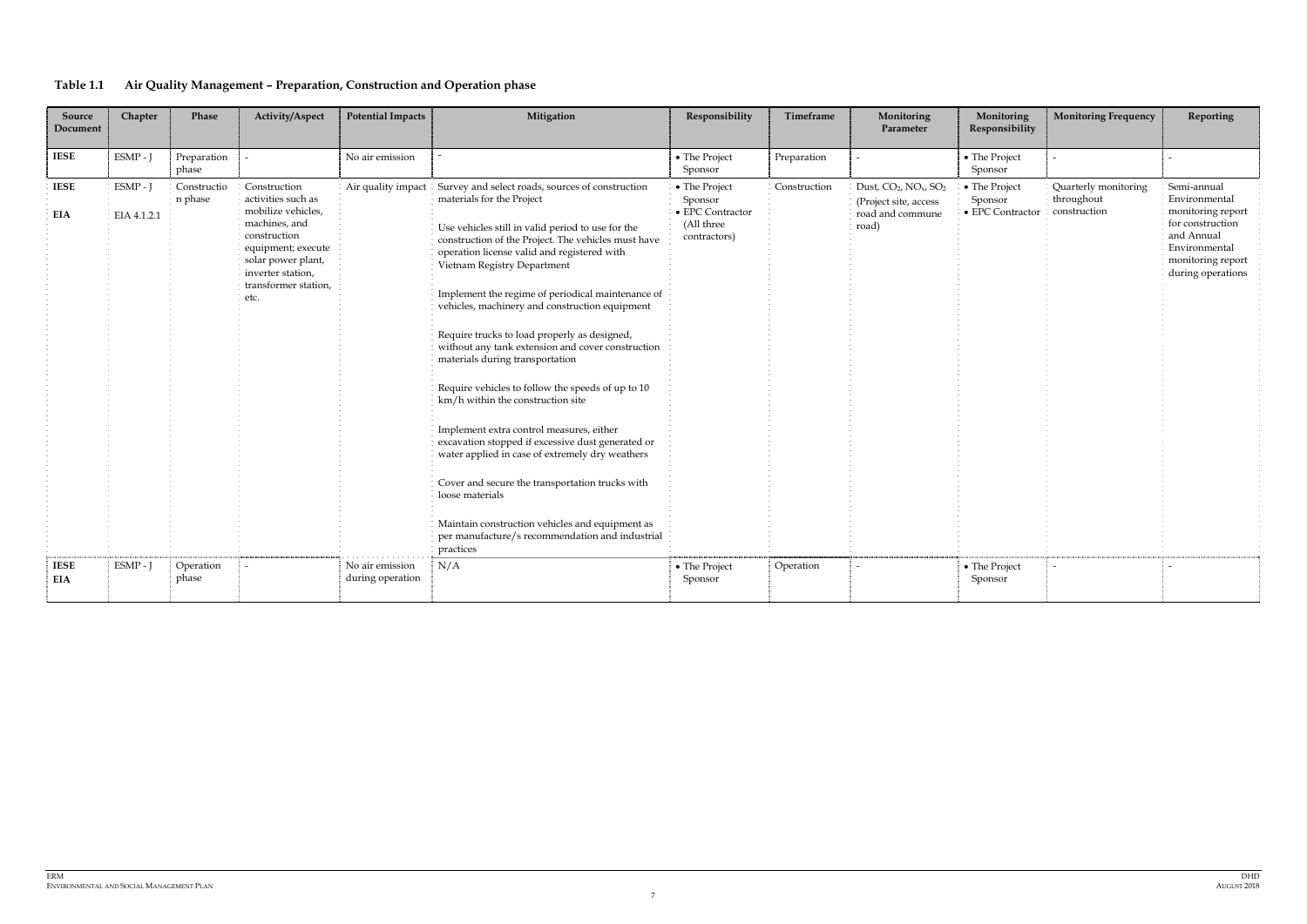## Table 1.1 Air Quality Management – Preparation, Construction and Operation phase

| Source Document | Chapter | Phase | Activity/Aspect | Potential Impacts | Mitigation | Responsibility | Timeframe | Monitoring Parameter | Monitoring Responsibility | Monitoring Frequency | Reporting |
|---|---|---|---|---|---|---|---|---|---|---|---|
| **IESE** | ESMP - J | Preparation phase | - | No air emission | - | • The Project Sponsor | Preparation | - | • The Project Sponsor | - | - |
| **IESE**<br>**EIA** | ESMP - J<br>EIA 4.1.2.1 | Construction phase | Construction activities such as mobilize vehicles, machines, and construction equipment; execute solar power plant, inverter station, transformer station, etc. | Air quality impact | Survey and select roads, sources of construction materials for the Project<br><br>Use vehicles still in valid period to use for the construction of the Project. The vehicles must have operation license valid and registered with Vietnam Registry Department<br><br>Implement the regime of periodical maintenance of vehicles, machinery and construction equipment<br><br>Require trucks to load properly as designed, without any tank extension and cover construction materials during transportation<br><br>Require vehicles to follow the speeds of up to 10 km/h within the construction site<br><br>Implement extra control measures, either excavation stopped if excessive dust generated or water applied in case of extremely dry weathers<br><br>Cover and secure the transportation trucks with loose materials<br><br>Maintain construction vehicles and equipment as per manufacture/s recommendation and industrial practices | • The Project Sponsor<br>• EPC Contractor (All three contractors) | Construction | Dust, $CO_2$, $NO_x$, $SO_2$ (Project site, access road and commune road) | • The Project Sponsor<br>• EPC Contractor | Quarterly monitoring throughout construction | Semi-annual Environmental monitoring report for construction and Annual Environmental monitoring report during operations |
| **IESE**<br>**EIA** | ESMP - J | Operation phase | - | No air emission during operation | N/A | • The Project Sponsor | Operation | - | • The Project Sponsor | - | - |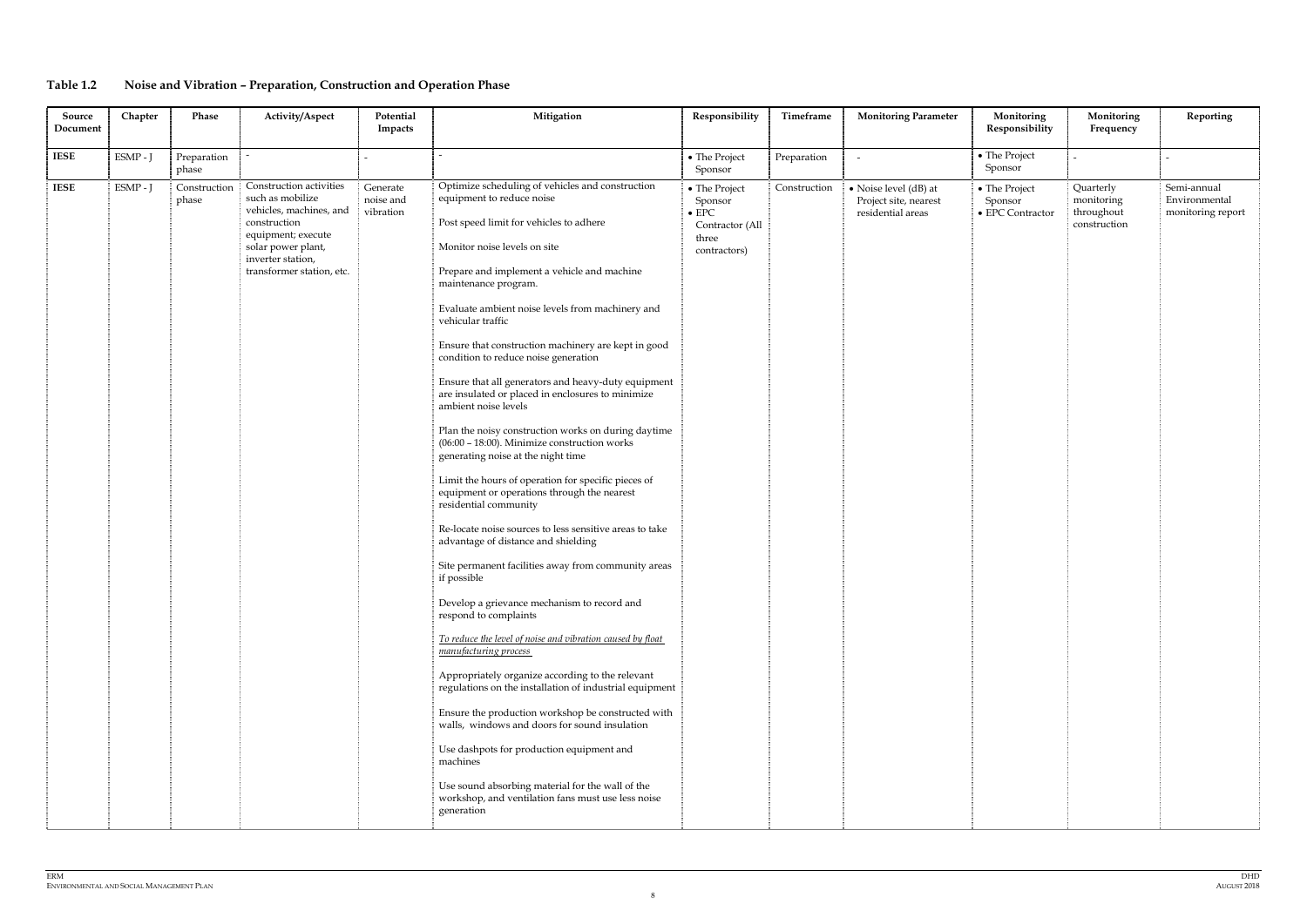## Table 1.2 Noise and Vibration – Preparation, Construction and Operation Phase

| Source Document | Chapter | Phase | Activity/Aspect | Potential Impacts | Mitigation | Responsibility | Timeframe | Monitoring Parameter | Monitoring Responsibility | Monitoring Frequency | Reporting |
|---|---|---|---|---|---|---|---|---|---|---|---|
| **IESE** | ESMP - J | Preparation phase | - | - | - | • The Project Sponsor | Preparation | - | • The Project Sponsor | - | - |
| **IESE** | ESMP - J | Construction phase | Construction activities such as mobilize vehicles, machines, and construction equipment; execute solar power plant, inverter station, transformer station, etc. | Generate noise and vibration | Optimize scheduling of vehicles and construction equipment to reduce noise<br><br>Post speed limit for vehicles to adhere<br><br>Monitor noise levels on site<br><br>Prepare and implement a vehicle and machine maintenance program.<br><br>Evaluate ambient noise levels from machinery and vehicular traffic<br><br>Ensure that construction machinery are kept in good condition to reduce noise generation<br><br>Ensure that all generators and heavy-duty equipment are insulated or placed in enclosures to minimize ambient noise levels<br><br>Plan the noisy construction works on during daytime (06:00 – 18:00). Minimize construction works generating noise at the night time<br><br>Limit the hours of operation for specific pieces of equipment or operations through the nearest residential community<br><br>Re-locate noise sources to less sensitive areas to take advantage of distance and shielding<br><br>Site permanent facilities away from community areas if possible<br><br>Develop a grievance mechanism to record and respond to complaints<br><br>*To reduce the level of noise and vibration caused by float manufacturing process*<br><br>Appropriately organize according to the relevant regulations on the installation of industrial equipment<br><br>Ensure the production workshop be constructed with walls, windows and doors for sound insulation<br><br>Use dashpots for production equipment and machines<br><br>Use sound absorbing material for the wall of the workshop, and ventilation fans must use less noise generation | • The Project Sponsor<br>• EPC Contractor (All three contractors) | Construction | • Noise level (dB) at Project site, nearest residential areas | • The Project Sponsor<br>• EPC Contractor | Quarterly monitoring throughout construction | Semi-annual Environmental monitoring report |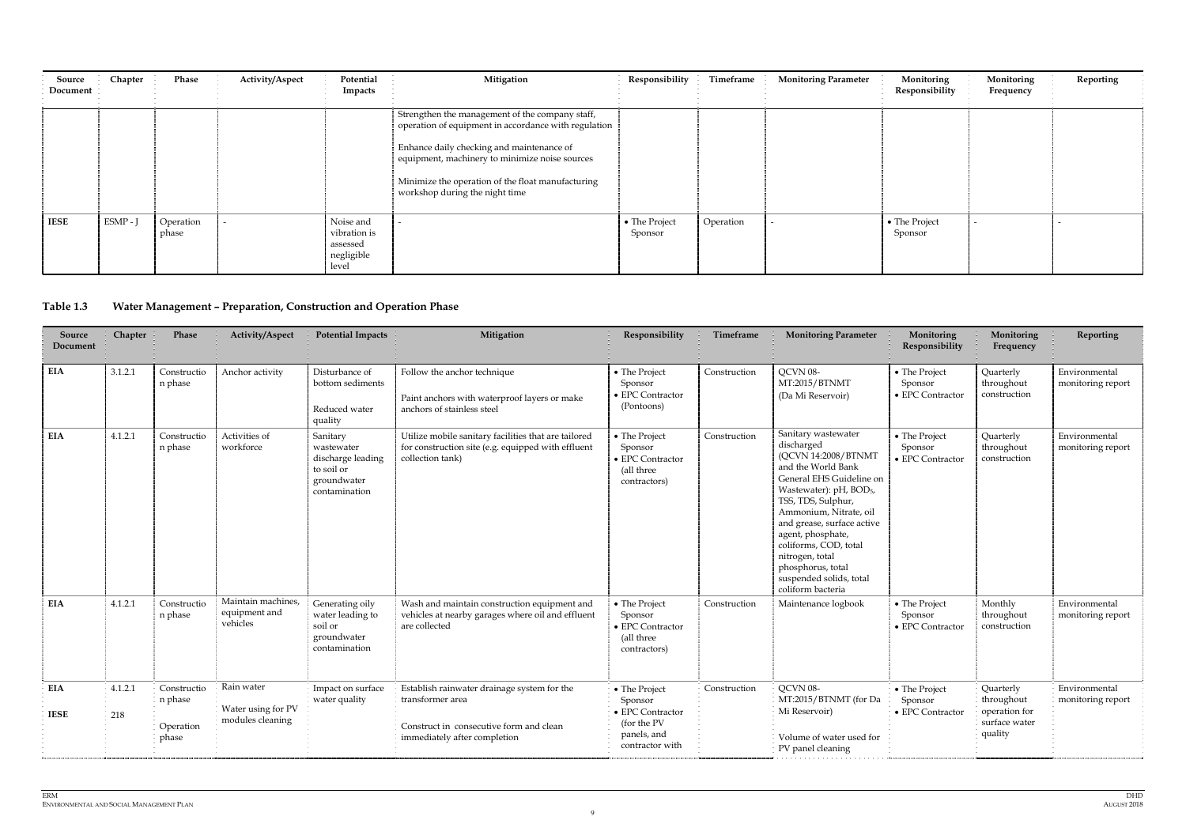| Source Document | Chapter | Phase | Activity/Aspect | Potential Impacts | Mitigation | Responsibility | Timeframe | Monitoring Parameter | Monitoring Responsibility | Monitoring Frequency | Reporting |
|---|---|---|---|---|---|---|---|---|---|---|---|
| | | | | | Strengthen the management of the company staff, operation of equipment in accordance with regulation<br><br>Enhance daily checking and maintenance of equipment, machinery to minimize noise sources<br><br>Minimize the operation of the float manufacturing workshop during the night time | | | | | | |
| IESE | ESMP - J | Operation phase | - | Noise and vibration is assessed negligible level | - | • The Project Sponsor | Operation | - | • The Project Sponsor | - | - |

### Table 1.3 Water Management – Preparation, Construction and Operation Phase

| Source Document | Chapter | Phase | Activity/Aspect | Potential Impacts | Mitigation | Responsibility | Timeframe | Monitoring Parameter | Monitoring Responsibility | Monitoring Frequency | Reporting |
|---|---|---|---|---|---|---|---|---|---|---|---|
| EIA | 3.1.2.1 | Construction phase | Anchor activity | Disturbance of bottom sediments<br><br>Reduced water quality | Follow the anchor technique<br><br>Paint anchors with waterproof layers or make anchors of stainless steel | • The Project Sponsor<br>• EPC Contractor (Pontoons) | Construction | QCVN 08-MT:2015/BTNMT (Da Mi Reservoir) | • The Project Sponsor<br>• EPC Contractor | Quarterly throughout construction | Environmental monitoring report |
| EIA | 4.1.2.1 | Construction phase | Activities of workforce | Sanitary wastewater discharge leading to soil or groundwater contamination | Utilize mobile sanitary facilities that are tailored for construction site (e.g. equipped with effluent collection tank) | • The Project Sponsor<br>• EPC Contractor (all three contractors) | Construction | Sanitary wastewater discharged (QCVN 14:2008/BTNMT and the World Bank General EHS Guideline on Wastewater): pH, $BOD_5$, TSS, TDS, Sulphur, Ammonium, Nitrate, oil and grease, surface active agent, phosphate, coliforms, COD, total nitrogen, total phosphorus, total suspended solids, total coliform bacteria | • The Project Sponsor<br>• EPC Contractor | Quarterly throughout construction | Environmental monitoring report |
| EIA | 4.1.2.1 | Construction phase | Maintain machines, equipment and vehicles | Generating oily water leading to soil or groundwater contamination | Wash and maintain construction equipment and vehicles at nearby garages where oil and effluent are collected | • The Project Sponsor<br>• EPC Contractor (all three contractors) | Construction | Maintenance logbook | • The Project Sponsor<br>• EPC Contractor | Monthly throughout construction | Environmental monitoring report |
| EIA<br><br>IESE | 4.1.2.1<br><br>218 | Construction phase<br><br>Operation phase | Rain water<br><br>Water using for PV modules cleaning | Impact on surface water quality | Establish rainwater drainage system for the transformer area<br><br>Construct in consecutive form and clean immediately after completion | • The Project Sponsor<br>• EPC Contractor (for the PV panels, and contractor with | Construction | QCVN 08-MT:2015/BTNMT (for Da Mi Reservoir)<br><br>Volume of water used for PV panel cleaning | • The Project Sponsor<br>• EPC Contractor | Quarterly throughout operation for surface water quality | Environmental monitoring report |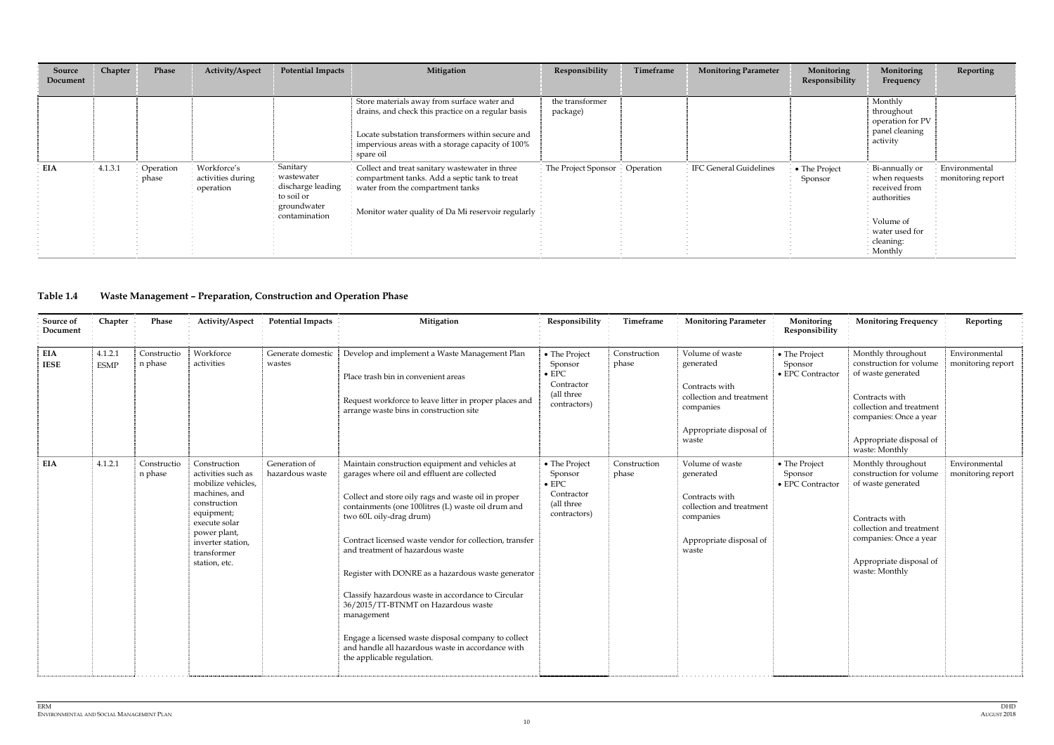| Source Document | Chapter | Phase | Activity/Aspect | Potential Impacts | Mitigation | Responsibility | Timeframe | Monitoring Parameter | Monitoring Responsibility | Monitoring Frequency | Reporting |
|---|---|---|---|---|---|---|---|---|---|---|---|
| | | | | | Store materials away from surface water and drains, and check this practice on a regular basis<br><br>Locate substation transformers within secure and impervious areas with a storage capacity of 100% spare oil | the transformer package) | | | | Monthly throughout operation for PV panel cleaning activity | |
| EIA | 4.1.3.1 | Operation phase | Workforce's activities during operation | Sanitary wastewater discharge leading to soil or groundwater contamination | Collect and treat sanitary wastewater in three compartment tanks. Add a septic tank to treat water from the compartment tanks<br><br>Monitor water quality of Da Mi reservoir regularly | The Project Sponsor | Operation | IFC General Guidelines | • The Project Sponsor | Bi-annually or when requests received from authorities<br><br>Volume of water used for cleaning: Monthly | Environmental monitoring report |

## Table 1.4 Waste Management – Preparation, Construction and Operation Phase

| Source of Document | Chapter | Phase | Activity/Aspect | Potential Impacts | Mitigation | Responsibility | Timeframe | Monitoring Parameter | Monitoring Responsibility | Monitoring Frequency | Reporting |
|---|---|---|---|---|---|---|---|---|---|---|---|
| EIA<br>IESE | 4.1.2.1<br>ESMP | Construction phase | Workforce activities | Generate domestic wastes | Develop and implement a Waste Management Plan<br><br>Place trash bin in convenient areas<br><br>Request workforce to leave litter in proper places and arrange waste bins in construction site | • The Project Sponsor<br>• EPC Contractor (all three contractors) | Construction phase | Volume of waste generated<br><br>Contracts with collection and treatment companies<br><br>Appropriate disposal of waste | • The Project Sponsor<br>• EPC Contractor | Monthly throughout construction for volume of waste generated<br><br>Contracts with collection and treatment companies: Once a year<br><br>Appropriate disposal of waste: Monthly | Environmental monitoring report |
| EIA | 4.1.2.1 | Construction phase | Construction activities such as mobilize vehicles, machines, and construction equipment; execute solar power plant, inverter station, transformer station, etc. | Generation of hazardous waste | Maintain construction equipment and vehicles at garages where oil and effluent are collected<br><br>Collect and store oily rags and waste oil in proper containments (one 100litres (L) waste oil drum and two 60L oily-drag drum)<br><br>Contract licensed waste vendor for collection, transfer and treatment of hazardous waste<br><br>Register with DONRE as a hazardous waste generator<br><br>Classify hazardous waste in accordance to Circular 36/2015/TT-BTNMT on Hazardous waste management<br><br>Engage a licensed waste disposal company to collect and handle all hazardous waste in accordance with the applicable regulation. | • The Project Sponsor<br>• EPC Contractor (all three contractors) | Construction phase | Volume of waste generated<br><br>Contracts with collection and treatment companies<br><br>Appropriate disposal of waste | • The Project Sponsor<br>• EPC Contractor | Monthly throughout construction for volume of waste generated<br><br>Contracts with collection and treatment companies: Once a year<br><br>Appropriate disposal of waste: Monthly | Environmental monitoring report |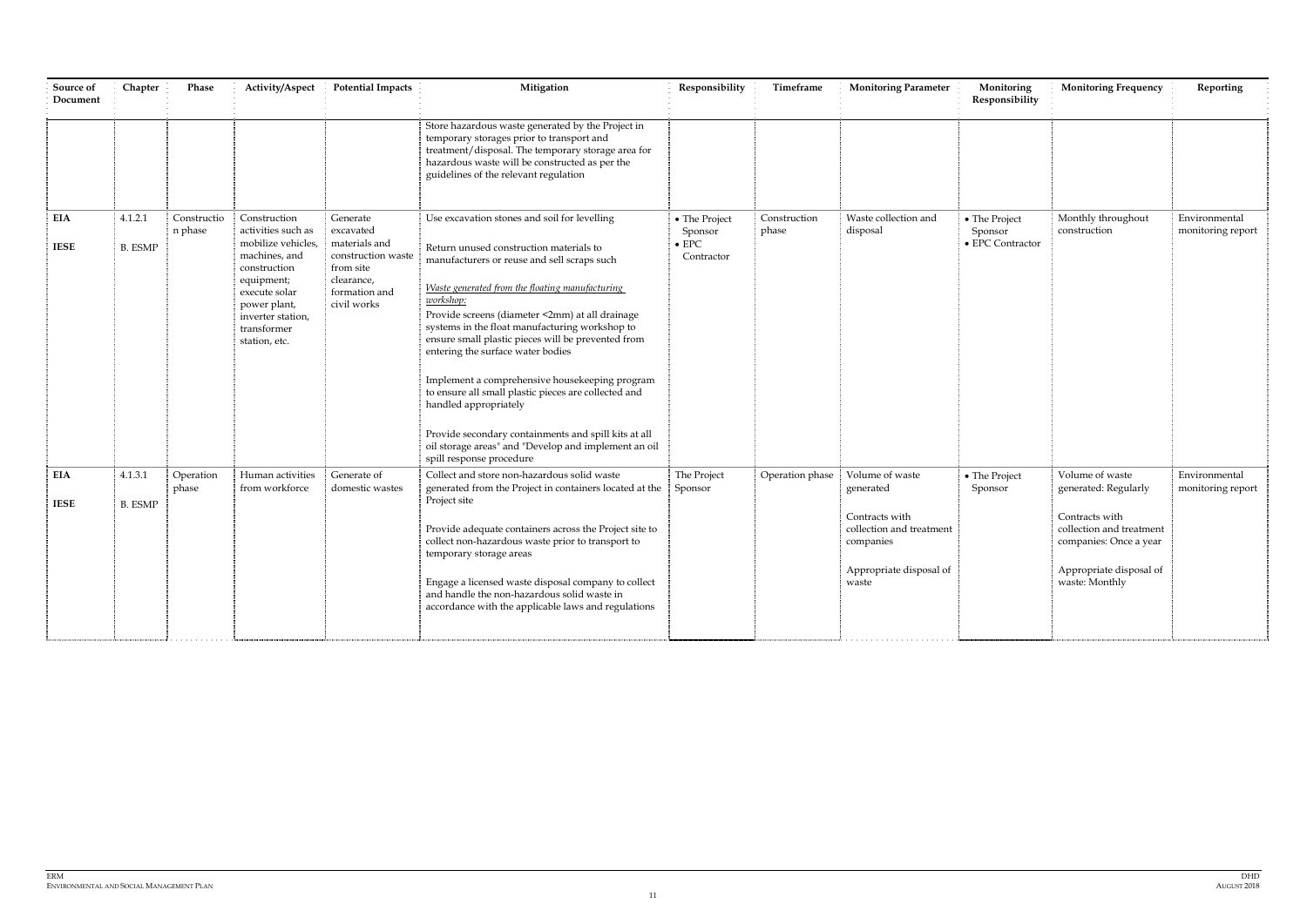| Source of Document | Chapter | Phase | Activity/Aspect | Potential Impacts | Mitigation | Responsibility | Timeframe | Monitoring Parameter | Monitoring Responsibility | Monitoring Frequency | Reporting |
|---|---|---|---|---|---|---|---|---|---|---|---|
| | | | | | Store hazardous waste generated by the Project in temporary storages prior to transport and treatment/disposal. The temporary storage area for hazardous waste will be constructed as per the guidelines of the relevant regulation | | | | | | |
| **EIA**<br><br>**IESE** | 4.1.2.1<br><br>B. ESMP | Construction phase | Construction activities such as mobilize vehicles, machines, and construction equipment; execute solar power plant, inverter station, transformer station, etc. | Generate excavated materials and construction waste from site clearance, formation and civil works | Use excavation stones and soil for levelling<br><br>Return unused construction materials to manufacturers or reuse and sell scraps such<br><br>*Waste generated from the floating manufacturing workshop:*<br>Provide screens (diameter <2mm) at all drainage systems in the float manufacturing workshop to ensure small plastic pieces will be prevented from entering the surface water bodies<br><br>Implement a comprehensive housekeeping program to ensure all small plastic pieces are collected and handled appropriately<br><br>Provide secondary containments and spill kits at all oil storage areas" and "Develop and implement an oil spill response procedure | • The Project Sponsor<br>• EPC Contractor | Construction phase | Waste collection and disposal | • The Project Sponsor<br>• EPC Contractor | Monthly throughout construction | Environmental monitoring report |
| **EIA**<br><br>**IESE** | 4.1.3.1<br><br>B. ESMP | Operation phase | Human activities from workforce | Generate of domestic wastes | Collect and store non-hazardous solid waste generated from the Project in containers located at the Project site<br><br>Provide adequate containers across the Project site to collect non-hazardous waste prior to transport to temporary storage areas<br><br>Engage a licensed waste disposal company to collect and handle the non-hazardous solid waste in accordance with the applicable laws and regulations | The Project Sponsor | Operation phase | Volume of waste generated<br><br>Contracts with collection and treatment companies<br><br>Appropriate disposal of waste | • The Project Sponsor | Volume of waste generated: Regularly<br><br>Contracts with collection and treatment companies: Once a year<br><br>Appropriate disposal of waste: Monthly | Environmental monitoring report |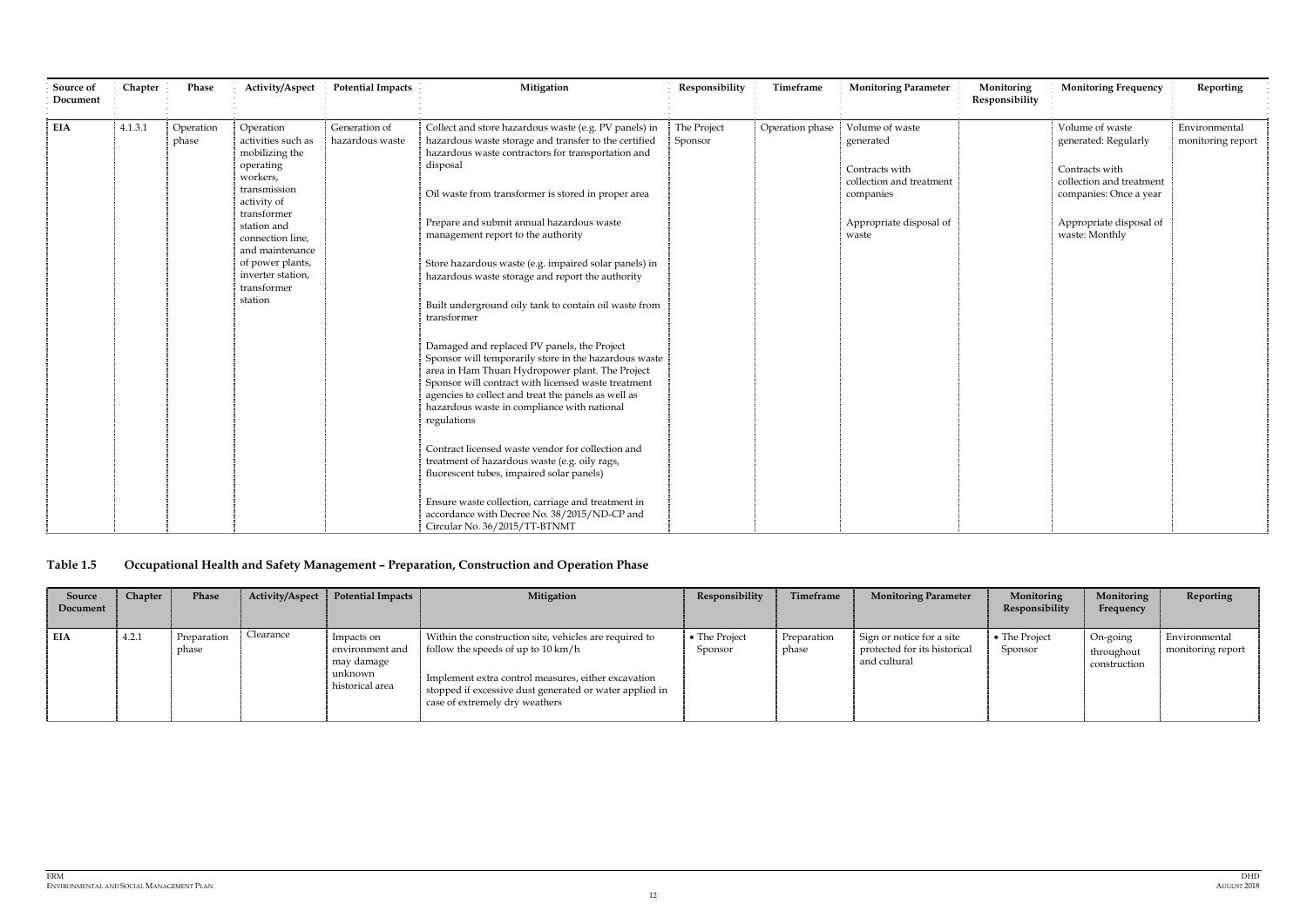| Source of Document | Chapter | Phase | Activity/Aspect | Potential Impacts | Mitigation | Responsibility | Timeframe | Monitoring Parameter | Monitoring Responsibility | Monitoring Frequency | Reporting |
|---|---|---|---|---|---|---|---|---|---|---|---|
| EIA | 4.1.3.1 | Operation phase | Operation activities such as mobilizing the operating workers, transmission activity of transformer station and connection line, and maintenance of power plants, inverter station, transformer station | Generation of hazardous waste | Collect and store hazardous waste (e.g. PV panels) in hazardous waste storage and transfer to the certified hazardous waste contractors for transportation and disposal<br><br>Oil waste from transformer is stored in proper area<br><br>Prepare and submit annual hazardous waste management report to the authority<br><br>Store hazardous waste (e.g. impaired solar panels) in hazardous waste storage and report the authority<br><br>Built underground oily tank to contain oil waste from transformer<br><br>Damaged and replaced PV panels, the Project Sponsor will temporarily store in the hazardous waste area in Ham Thuan Hydropower plant. The Project Sponsor will contract with licensed waste treatment agencies to collect and treat the panels as well as hazardous waste in compliance with national regulations<br><br>Contract licensed waste vendor for collection and treatment of hazardous waste (e.g. oily rags, fluorescent tubes, impaired solar panels)<br><br>Ensure waste collection, carriage and treatment in accordance with Decree No. 38/2015/ND-CP and Circular No. 36/2015/TT-BTNMT | The Project Sponsor | Operation phase | Volume of waste generated<br><br>Contracts with collection and treatment companies<br><br>Appropriate disposal of waste | | Volume of waste generated: Regularly<br><br>Contracts with collection and treatment companies: Once a year<br><br>Appropriate disposal of waste: Monthly | Environmental monitoring report |

## Table 1.5 Occupational Health and Safety Management – Preparation, Construction and Operation Phase

| Source Document | Chapter | Phase | Activity/Aspect | Potential Impacts | Mitigation | Responsibility | Timeframe | Monitoring Parameter | Monitoring Responsibility | Monitoring Frequency | Reporting |
|---|---|---|---|---|---|---|---|---|---|---|---|
| EIA | 4.2.1 | Preparation phase | Clearance | Impacts on environment and may damage unknown historical area | Within the construction site, vehicles are required to follow the speeds of up to 10 km/h<br><br>Implement extra control measures, either excavation stopped if excessive dust generated or water applied in case of extremely dry weathers | • The Project Sponsor | Preparation phase | Sign or notice for a site protected for its historical and cultural | • The Project Sponsor | On-going throughout construction | Environmental monitoring report |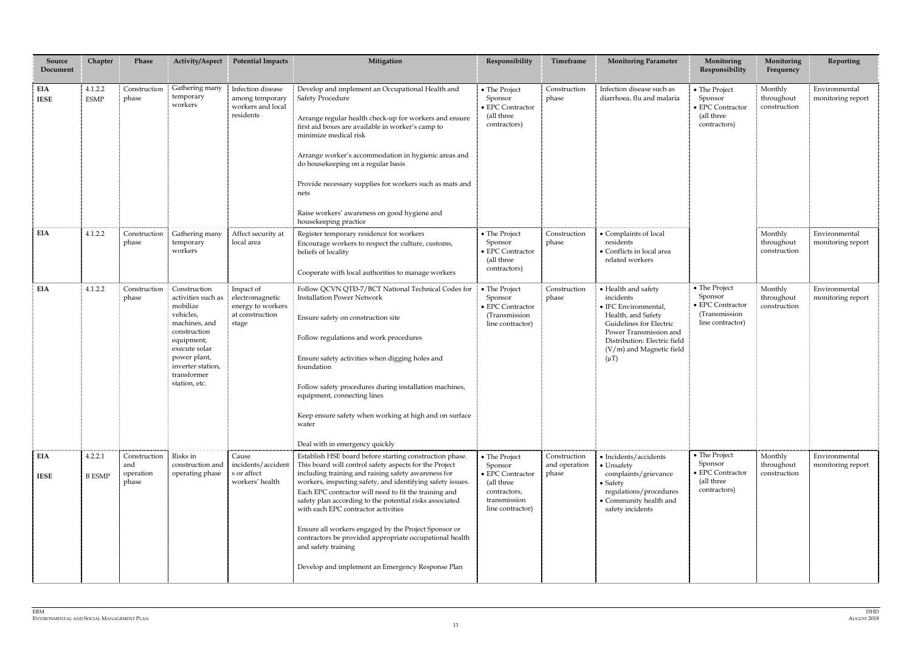| Source Document | Chapter | Phase | Activity/Aspect | Potential Impacts | Mitigation | Responsibility | Timeframe | Monitoring Parameter | Monitoring Responsibility | Monitoring Frequency | Reporting |
|---|---|---|---|---|---|---|---|---|---|---|---|
| EIA<br>IESE | 4.1.2.2<br>ESMP | Construction phase | Gathering many temporary workers | Infection disease among temporary workers and local residents | Develop and implement an Occupational Health and Safety Procedure<br><br>Arrange regular health check-up for workers and ensure first aid boxes are available in worker's camp to minimize medical risk<br><br>Arrange worker's accommodation in hygienic areas and do housekeeping on a regular basis<br><br>Provide necessary supplies for workers such as mats and nets<br><br>Raise workers' awareness on good hygiene and housekeeping practice | • The Project Sponsor<br>• EPC Contractor (all three contractors) | Construction phase | Infection disease such as diarrhoea, flu and malaria | • The Project Sponsor<br>• EPC Contractor (all three contractors) | Monthly throughout construction | Environmental monitoring report |
| EIA | 4.1.2.2 | Construction phase | Gathering many temporary workers | Affect security at local area | Register temporary residence for workers<br>Encourage workers to respect the culture, customs, beliefs of locality<br><br>Cooperate with local authorities to manage workers | • The Project Sponsor<br>• EPC Contractor (all three contractors) | Construction phase | • Complaints of local residents<br>• Conflicts in local area related workers | | Monthly throughout construction | Environmental monitoring report |
| EIA | 4.1.2.2 | Construction phase | Construction activities such as mobilize vehicles, machines, and construction equipment; execute solar power plant, inverter station, transformer station, etc. | Impact of electromagnetic energy to workers at construction stage | Follow QCVN QTD-7/BCT National Technical Codes for Installation Power Network<br><br>Ensure safety on construction site<br><br>Follow regulations and work procedures<br><br>Ensure safety activities when digging holes and foundation<br><br>Follow safety procedures during installation machines, equipment, connecting lines<br><br>Keep ensure safety when working at high and on surface water<br><br>Deal with in emergency quickly | • The Project Sponsor<br>• EPC Contractor (Transmission line contractor) | Construction phase | • Health and safety incidents<br>• IFC Environmental, Health, and Safety Guidelines for Electric Power Transmission and Distribution: Electric field (V/m) and Magnetic field (μT) | • The Project Sponsor<br>• EPC Contractor (Transmission line contractor) | Monthly throughout construction | Environmental monitoring report |
| EIA<br><br>IESE | 4.2.2.1<br><br>B ESMP | Construction and operation phase | Risks in construction and operating phase | Cause incidents/accidents or affect workers' health | Establish HSE board before starting construction phase. This board will control safety aspects for the Project including training and raising safety awareness for workers, inspecting safety, and identifying safety issues. Each EPC contractor will need to fit the training and safety plan according to the potential risks associated with each EPC contractor activities<br><br>Ensure all workers engaged by the Project Sponsor or contractors be provided appropriate occupational health and safety training<br><br>Develop and implement an Emergency Response Plan | • The Project Sponsor<br>• EPC Contractor (all three contractors, transmission line contractor) | Construction and operation phase | • Incidents/accidents<br>• Unsafety complaints/grievance<br>• Safety regulations/procedures<br>• Community health and safety incidents | • The Project Sponsor<br>• EPC Contractor (all three contractors) | Monthly throughout construction | Environmental monitoring report |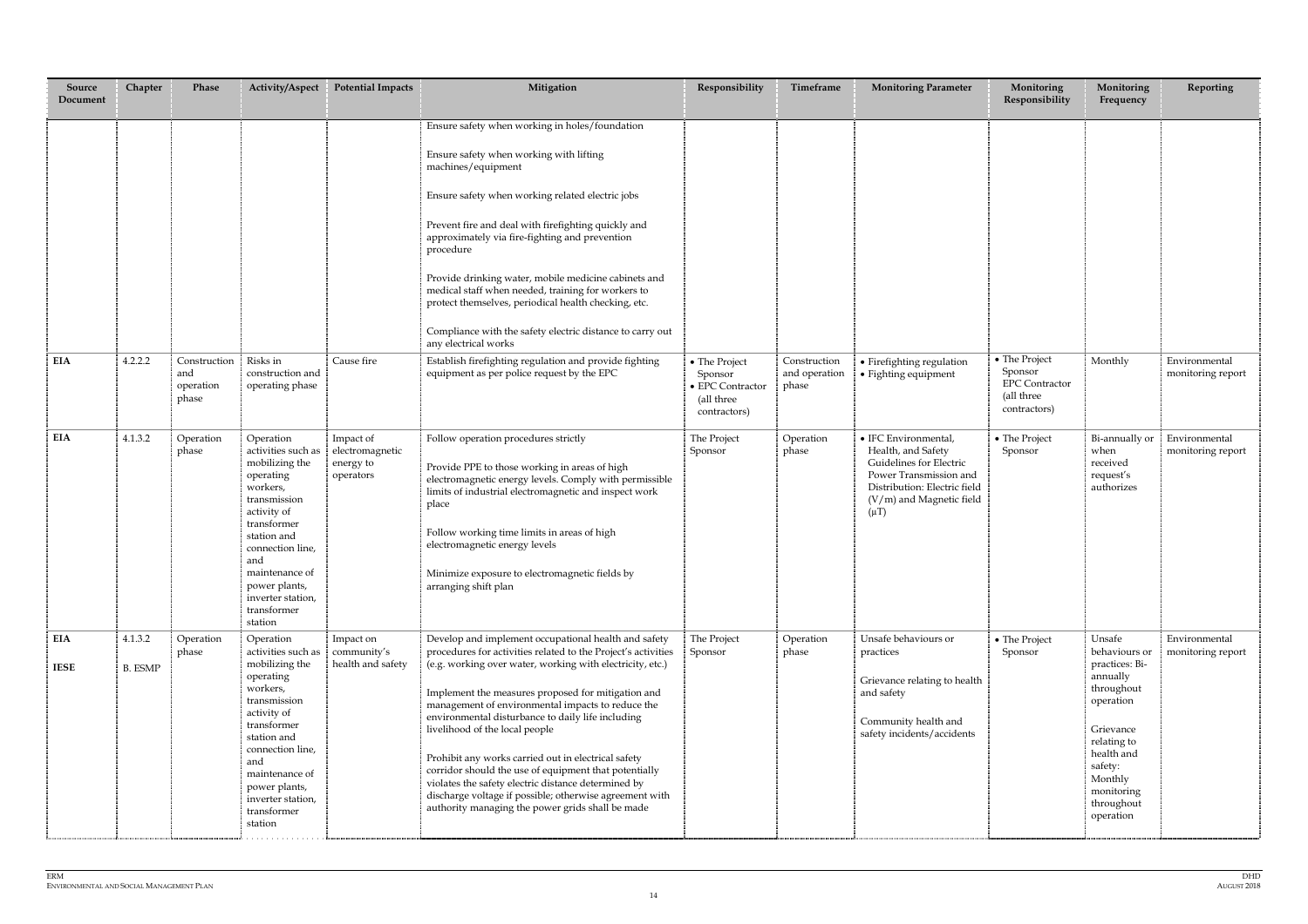| Source Document | Chapter | Phase | Activity/Aspect | Potential Impacts | Mitigation | Responsibility | Timeframe | Monitoring Parameter | Monitoring Responsibility | Monitoring Frequency | Reporting |
|---|---|---|---|---|---|---|---|---|---|---|---|
| | | | | | Ensure safety when working in holes/foundation<br><br>Ensure safety when working with lifting machines/equipment<br><br>Ensure safety when working related electric jobs<br><br>Prevent fire and deal with firefighting quickly and approximately via fire-fighting and prevention procedure<br><br>Provide drinking water, mobile medicine cabinets and medical staff when needed, training for workers to protect themselves, periodical health checking, etc.<br><br>Compliance with the safety electric distance to carry out any electrical works | | | | | | |
| EIA | 4.2.2.2 | Construction and operation phase | Risks in construction and operating phase | Cause fire | Establish firefighting regulation and provide fighting equipment as per police request by the EPC | • The Project Sponsor<br>• EPC Contractor (all three contractors) | Construction and operation phase | • Firefighting regulation<br>• Fighting equipment | • The Project Sponsor EPC Contractor (all three contractors) | Monthly | Environmental monitoring report |
| EIA | 4.1.3.2 | Operation phase | Operation activities such as mobilizing the operating workers, transmission activity of transformer station and connection line, and maintenance of power plants, inverter station, transformer station | Impact of electromagnetic energy to operators | Follow operation procedures strictly<br><br>Provide PPE to those working in areas of high electromagnetic energy levels. Comply with permissible limits of industrial electromagnetic and inspect work place<br><br>Follow working time limits in areas of high electromagnetic energy levels<br><br>Minimize exposure to electromagnetic fields by arranging shift plan | The Project Sponsor | Operation phase | • IFC Environmental, Health, and Safety Guidelines for Electric Power Transmission and Distribution: Electric field (V/m) and Magnetic field (μT) | • The Project Sponsor | Bi-annually or when received request's authorizes | Environmental monitoring report |
| EIA<br><br>IESE | 4.1.3.2<br><br>B. ESMP | Operation phase | Operation activities such as mobilizing the operating workers, transmission activity of transformer station and connection line, and maintenance of power plants, inverter station, transformer station | Impact on community's health and safety | Develop and implement occupational health and safety procedures for activities related to the Project's activities (e.g. working over water, working with electricity, etc.)<br><br>Implement the measures proposed for mitigation and management of environmental impacts to reduce the environmental disturbance to daily life including livelihood of the local people<br><br>Prohibit any works carried out in electrical safety corridor should the use of equipment that potentially violates the safety electric distance determined by discharge voltage if possible; otherwise agreement with authority managing the power grids shall be made | The Project Sponsor | Operation phase | Unsafe behaviours or practices<br><br>Grievance relating to health and safety<br><br>Community health and safety incidents/accidents | • The Project Sponsor | Unsafe behaviours or practices: Bi-annually throughout operation<br><br>Grievance relating to health and safety: Monthly monitoring throughout operation | Environmental monitoring report |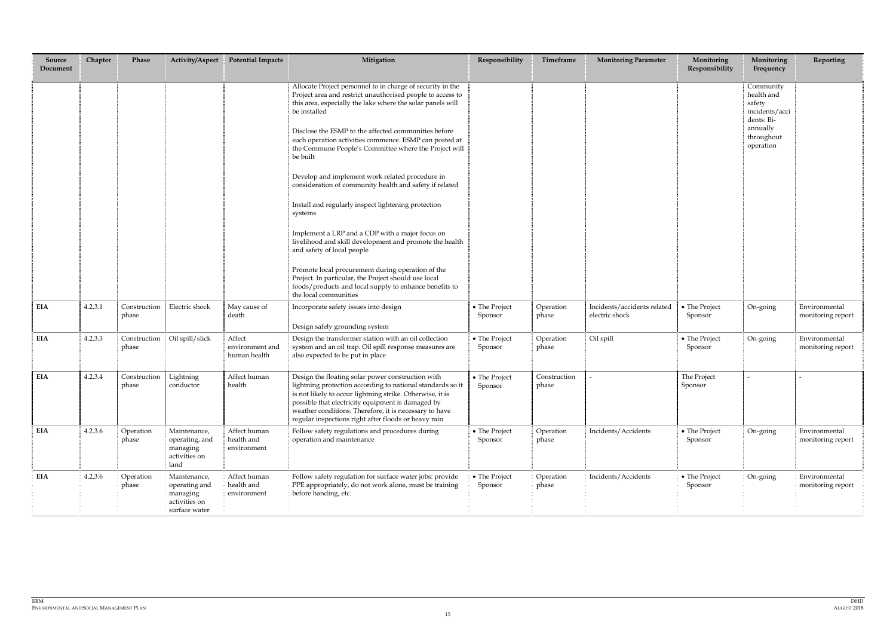| Source Document | Chapter | Phase | Activity/Aspect | Potential Impacts | Mitigation | Responsibility | Timeframe | Monitoring Parameter | Monitoring Responsibility | Monitoring Frequency | Reporting |
|---|---|---|---|---|---|---|---|---|---|---|---|
| | | | | | Allocate Project personnel to in charge of security in the Project area and restrict unauthorised people to access to this area, especially the lake where the solar panels will be installed<br><br>Disclose the ESMP to the affected communities before such operation activities commence. ESMP can posted at the Commune People's Committee where the Project will be built<br><br>Develop and implement work related procedure in consideration of community health and safety if related<br><br>Install and regularly inspect lightening protection systems<br><br>Implement a LRP and a CDP with a major focus on livelihood and skill development and promote the health and safety of local people<br><br>Promote local procurement during operation of the Project. In particular, the Project should use local foods/products and local supply to enhance benefits to the local communities | | | | | Community health and safety incidents/accidents: Bi-annually throughout operation | |
| **EIA** | 4.2.3.1 | Construction phase | Electric shock | May cause of death | Incorporate safety issues into design<br><br>Design safely grounding system | • The Project Sponsor | Operation phase | Incidents/accidents related electric shock | • The Project Sponsor | On-going | Environmental monitoring report |
| **EIA** | 4.2.3.3 | Construction phase | Oil spill/slick | Affect environment and human health | Design the transformer station with an oil collection system and an oil trap. Oil spill response measures are also expected to be put in place | • The Project Sponsor | Operation phase | Oil spill | • The Project Sponsor | On-going | Environmental monitoring report |
| **EIA** | 4.2.3.4 | Construction phase | Lightning conductor | Affect human health | Design the floating solar power construction with lightning protection according to national standards so it is not likely to occur lightning strike. Otherwise, it is possible that electricity equipment is damaged by weather conditions. Therefore, it is necessary to have regular inspections right after floods or heavy rain | • The Project Sponsor | Construction phase | - | The Project Sponsor | - | - |
| **EIA** | 4.2.3.6 | Operation phase | Maintenance, operating, and managing activities on land | Affect human health and environment | Follow safety regulations and procedures during operation and maintenance | • The Project Sponsor | Operation phase | Incidents/Accidents | • The Project Sponsor | On-going | Environmental monitoring report |
| **EIA** | 4.2.3.6 | Operation phase | Maintenance, operating and managing activities on surface water | Affect human health and environment | Follow safety regulation for surface water jobs: provide PPE appropriately, do not work alone, must be training before handing, etc. | • The Project Sponsor | Operation phase | Incidents/Accidents | • The Project Sponsor | On-going | Environmental monitoring report |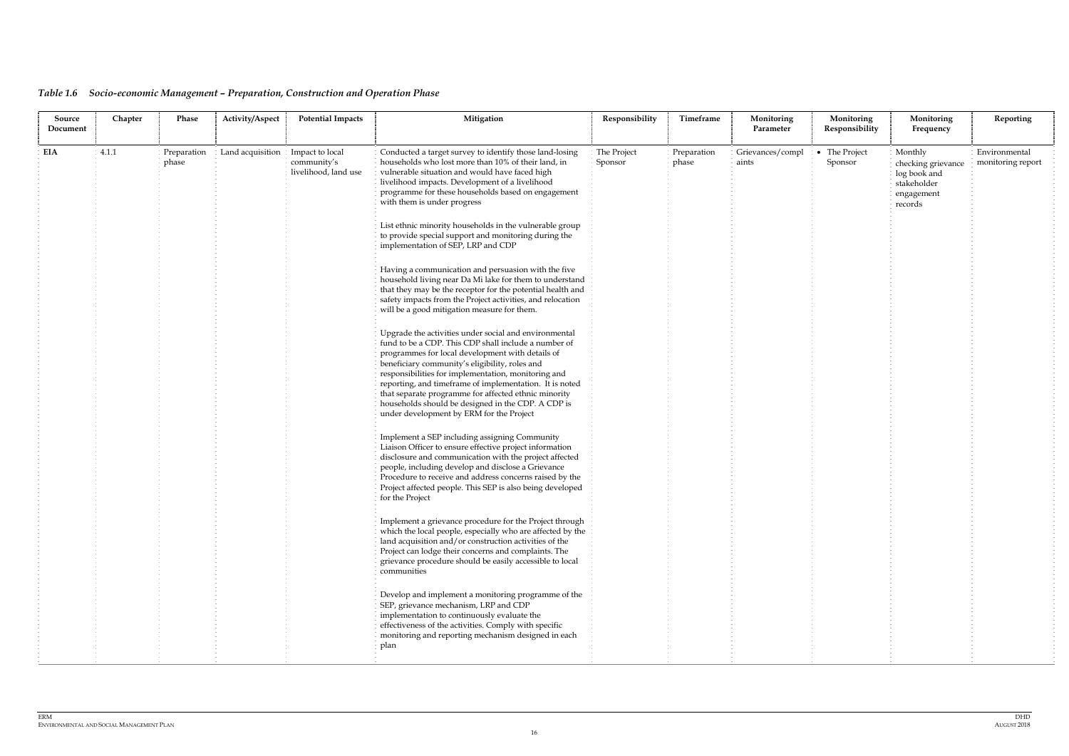*Table 1.6 Socio-economic Management – Preparation, Construction and Operation Phase*

| Source Document | Chapter | Phase | Activity/Aspect | Potential Impacts | Mitigation | Responsibility | Timeframe | Monitoring Parameter | Monitoring Responsibility | Monitoring Frequency | Reporting |
|---|---|---|---|---|---|---|---|---|---|---|---|
| EIA | 4.1.1 | Preparation phase | Land acquisition | Impact to local community's livelihood, land use | Conducted a target survey to identify those land-losing households who lost more than 10% of their land, in vulnerable situation and would have faced high livelihood impacts. Development of a livelihood programme for these households based on engagement with them is under progress<br><br>List ethnic minority households in the vulnerable group to provide special support and monitoring during the implementation of SEP, LRP and CDP<br><br>Having a communication and persuasion with the five household living near Da Mi lake for them to understand that they may be the receptor for the potential health and safety impacts from the Project activities, and relocation will be a good mitigation measure for them.<br><br>Upgrade the activities under social and environmental fund to be a CDP. This CDP shall include a number of programmes for local development with details of beneficiary community's eligibility, roles and responsibilities for implementation, monitoring and reporting, and timeframe of implementation. It is noted that separate programme for affected ethnic minority households should be designed in the CDP. A CDP is under development by ERM for the Project<br><br>Implement a SEP including assigning Community Liaison Officer to ensure effective project information disclosure and communication with the project affected people, including develop and disclose a Grievance Procedure to receive and address concerns raised by the Project affected people. This SEP is also being developed for the Project<br><br>Implement a grievance procedure for the Project through which the local people, especially who are affected by the land acquisition and/or construction activities of the Project can lodge their concerns and complaints. The grievance procedure should be easily accessible to local communities<br><br>Develop and implement a monitoring programme of the SEP, grievance mechanism, LRP and CDP implementation to continuously evaluate the effectiveness of the activities. Comply with specific monitoring and reporting mechanism designed in each plan | The Project Sponsor | Preparation phase | Grievances/complaints | • The Project Sponsor | Monthly checking grievance log book and stakeholder engagement records | Environmental monitoring report |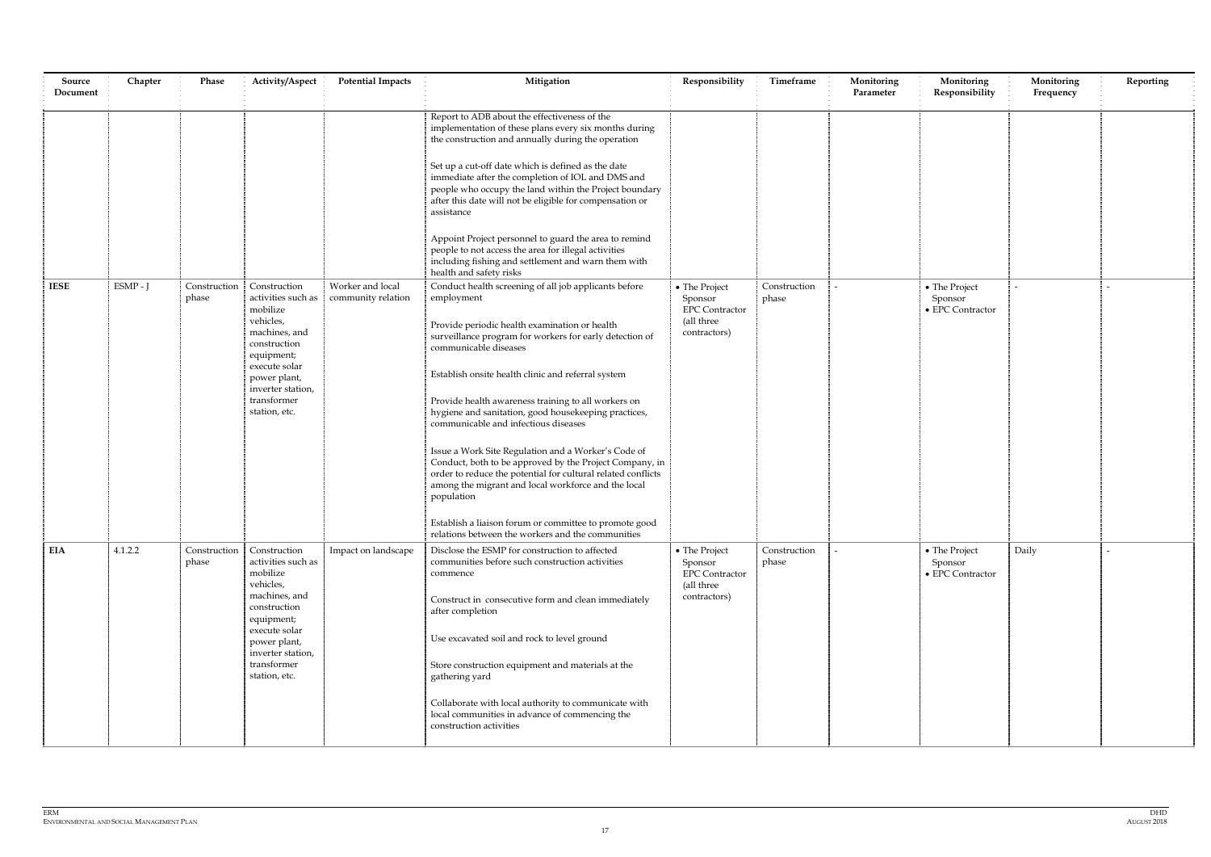| Source Document | Chapter | Phase | Activity/Aspect | Potential Impacts | Mitigation | Responsibility | Timeframe | Monitoring Parameter | Monitoring Responsibility | Monitoring Frequency | Reporting |
|---|---|---|---|---|---|---|---|---|---|---|---|
| | | | | | Report to ADB about the effectiveness of the implementation of these plans every six months during the construction and annually during the operation<br><br>Set up a cut-off date which is defined as the date immediate after the completion of IOL and DMS and people who occupy the land within the Project boundary after this date will not be eligible for compensation or assistance<br><br>Appoint Project personnel to guard the area to remind people to not access the area for illegal activities including fishing and settlement and warn them with health and safety risks | | | | | | |
| **IESE** | ESMP - J | Construction phase | Construction activities such as mobilize vehicles, machines, and construction equipment; execute solar power plant, inverter station, transformer station, etc. | Worker and local community relation | Conduct health screening of all job applicants before employment<br><br>Provide periodic health examination or health surveillance program for workers for early detection of communicable diseases<br><br>Establish onsite health clinic and referral system<br><br>Provide health awareness training to all workers on hygiene and sanitation, good housekeeping practices, communicable and infectious diseases<br><br>Issue a Work Site Regulation and a Worker's Code of Conduct, both to be approved by the Project Company, in order to reduce the potential for cultural related conflicts among the migrant and local workforce and the local population<br><br>Establish a liaison forum or committee to promote good relations between the workers and the communities | • The Project Sponsor<br>EPC Contractor (all three contractors) | Construction phase | - | • The Project Sponsor<br>• EPC Contractor | - | - |
| **EIA** | 4.1.2.2 | Construction phase | Construction activities such as mobilize vehicles, machines, and construction equipment; execute solar power plant, inverter station, transformer station, etc. | Impact on landscape | Disclose the ESMP for construction to affected communities before such construction activities commence<br><br>Construct in consecutive form and clean immediately after completion<br><br>Use excavated soil and rock to level ground<br><br>Store construction equipment and materials at the gathering yard<br><br>Collaborate with local authority to communicate with local communities in advance of commencing the construction activities | • The Project Sponsor<br>EPC Contractor (all three contractors) | Construction phase | - | • The Project Sponsor<br>• EPC Contractor | Daily | - |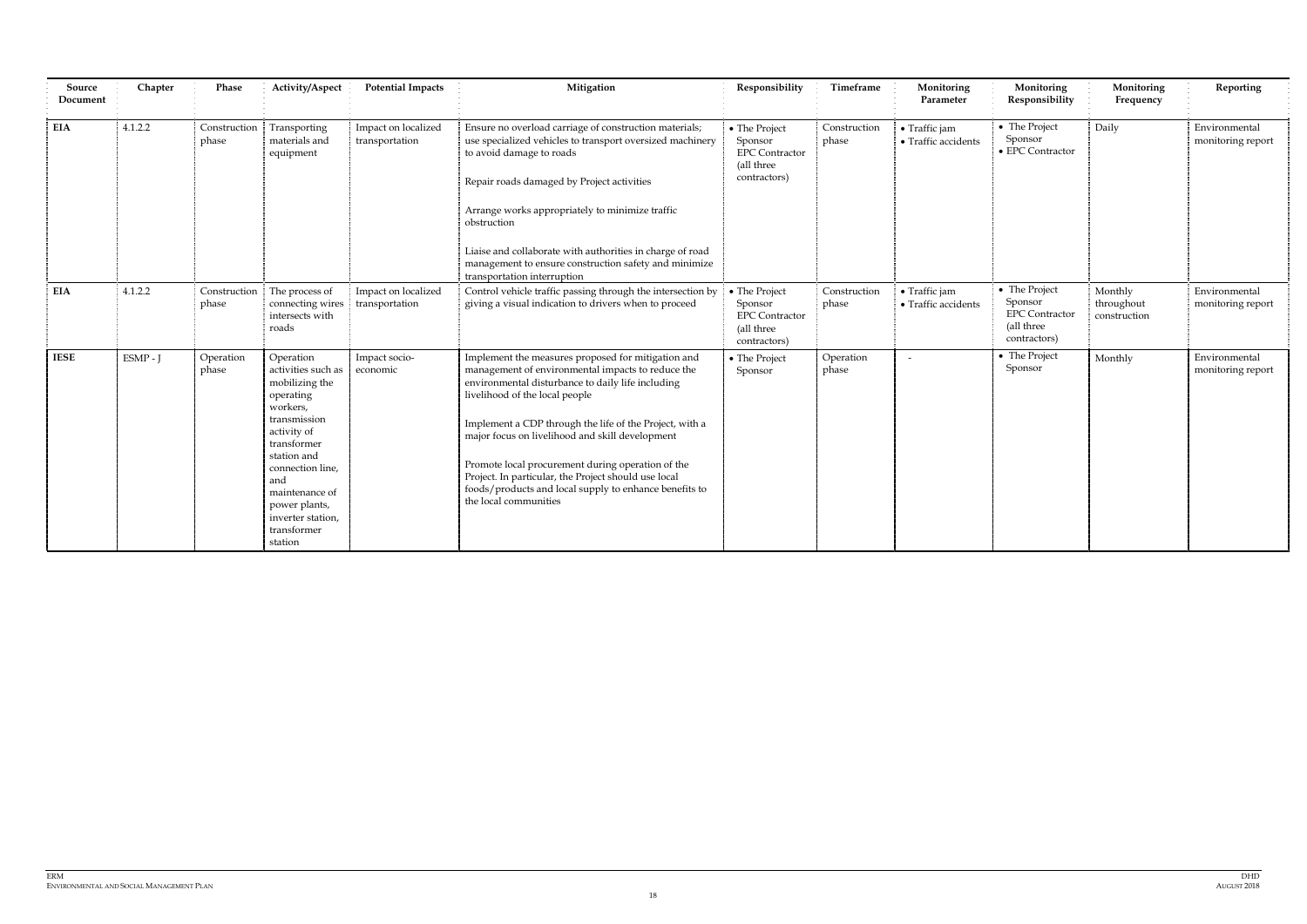| Source Document | Chapter | Phase | Activity/Aspect | Potential Impacts | Mitigation | Responsibility | Timeframe | Monitoring Parameter | Monitoring Responsibility | Monitoring Frequency | Reporting |
|---|---|---|---|---|---|---|---|---|---|---|---|
| **EIA** | 4.1.2.2 | Construction phase | Transporting materials and equipment | Impact on localized transportation | Ensure no overload carriage of construction materials; use specialized vehicles to transport oversized machinery to avoid damage to roads<br><br>Repair roads damaged by Project activities<br><br>Arrange works appropriately to minimize traffic obstruction<br><br>Liaise and collaborate with authorities in charge of road management to ensure construction safety and minimize transportation interruption | • The Project Sponsor EPC Contractor (all three contractors) | Construction phase | • Traffic jam<br>• Traffic accidents | • The Project Sponsor<br>• EPC Contractor | Daily | Environmental monitoring report |
| **EIA** | 4.1.2.2 | Construction phase | The process of connecting wires intersects with roads | Impact on localized transportation | Control vehicle traffic passing through the intersection by giving a visual indication to drivers when to proceed | • The Project Sponsor EPC Contractor (all three contractors) | Construction phase | • Traffic jam<br>• Traffic accidents | • The Project Sponsor EPC Contractor (all three contractors) | Monthly throughout construction | Environmental monitoring report |
| **IESE** | ESMP - J | Operation phase | Operation activities such as mobilizing the operating workers, transmission activity of transformer station and connection line, and maintenance of power plants, inverter station, transformer station | Impact socio-economic | Implement the measures proposed for mitigation and management of environmental impacts to reduce the environmental disturbance to daily life including livelihood of the local people<br><br>Implement a CDP through the life of the Project, with a major focus on livelihood and skill development<br><br>Promote local procurement during operation of the Project. In particular, the Project should use local foods/products and local supply to enhance benefits to the local communities | • The Project Sponsor | Operation phase | - | • The Project Sponsor | Monthly | Environmental monitoring report |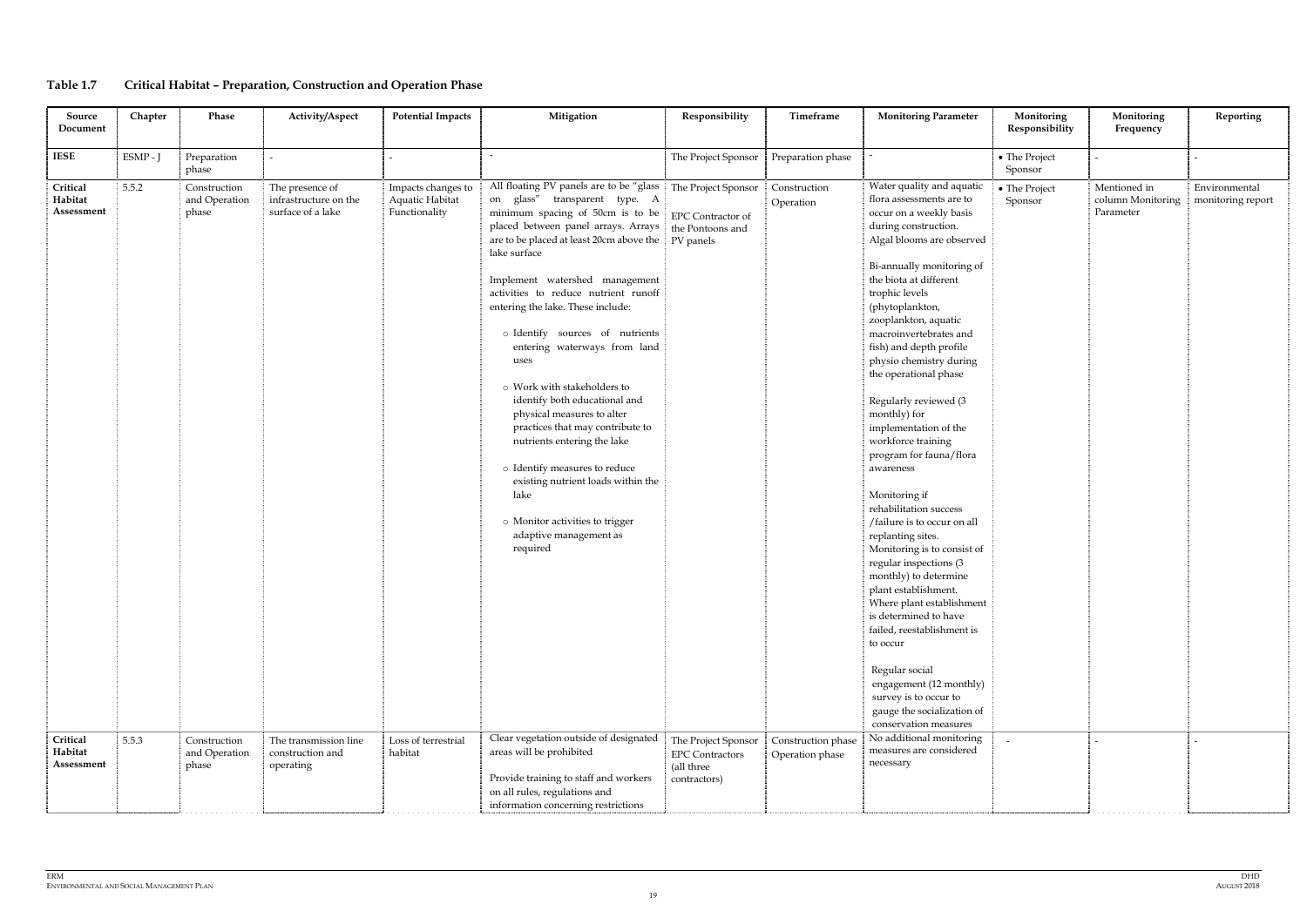### Table 1.7 Critical Habitat – Preparation, Construction and Operation Phase

| Source Document | Chapter | Phase | Activity/Aspect | Potential Impacts | Mitigation | Responsibility | Timeframe | Monitoring Parameter | Monitoring Responsibility | Monitoring Frequency | Reporting |
|---|---|---|---|---|---|---|---|---|---|---|---|
| **IESE** | ESMP - J | Preparation phase | - | - | - | The Project Sponsor | Preparation phase | - | • The Project Sponsor | - | - |
| **Critical Habitat Assessment** | 5.5.2 | Construction and Operation phase | The presence of infrastructure on the surface of a lake | Impacts changes to Aquatic Habitat Functionality | All floating PV panels are to be "glass on glass" transparent type. A minimum spacing of 50cm is to be placed between panel arrays. Arrays are to be placed at least 20cm above the lake surface<br><br>Implement watershed management activities to reduce nutrient runoff entering the lake. These include:<br>o Identify sources of nutrients entering waterways from land uses<br>o Work with stakeholders to identify both educational and physical measures to alter practices that may contribute to nutrients entering the lake<br>o Identify measures to reduce existing nutrient loads within the lake<br>o Monitor activities to trigger adaptive management as required | The Project Sponsor<br><br>EPC Contractor of the Pontoons and PV panels | Construction<br>Operation | Water quality and aquatic flora assessments are to occur on a weekly basis during construction. Algal blooms are observed<br><br>Bi-annually monitoring of the biota at different trophic levels (phytoplankton, zooplankton, aquatic macroinvertebrates and fish) and depth profile physio chemistry during the operational phase<br><br>Regularly reviewed (3 monthly) for implementation of the workforce training program for fauna/flora awareness<br><br>Monitoring if rehabilitation success /failure is to occur on all replanting sites. Monitoring is to consist of regular inspections (3 monthly) to determine plant establishment. Where plant establishment is determined to have failed, reestablishment is to occur<br><br>Regular social engagement (12 monthly) survey is to occur to gauge the socialization of conservation measures | • The Project Sponsor | Mentioned in column Monitoring Parameter | Environmental monitoring report |
| **Critical Habitat Assessment** | 5.5.3 | Construction and Operation phase | The transmission line construction and operating | Loss of terrestrial habitat | Clear vegetation outside of designated areas will be prohibited<br><br>Provide training to staff and workers on all rules, regulations and information concerning restrictions | The Project Sponsor<br>EPC Contractors (all three contractors) | Construction phase<br>Operation phase | No additional monitoring measures are considered necessary | - | - | - |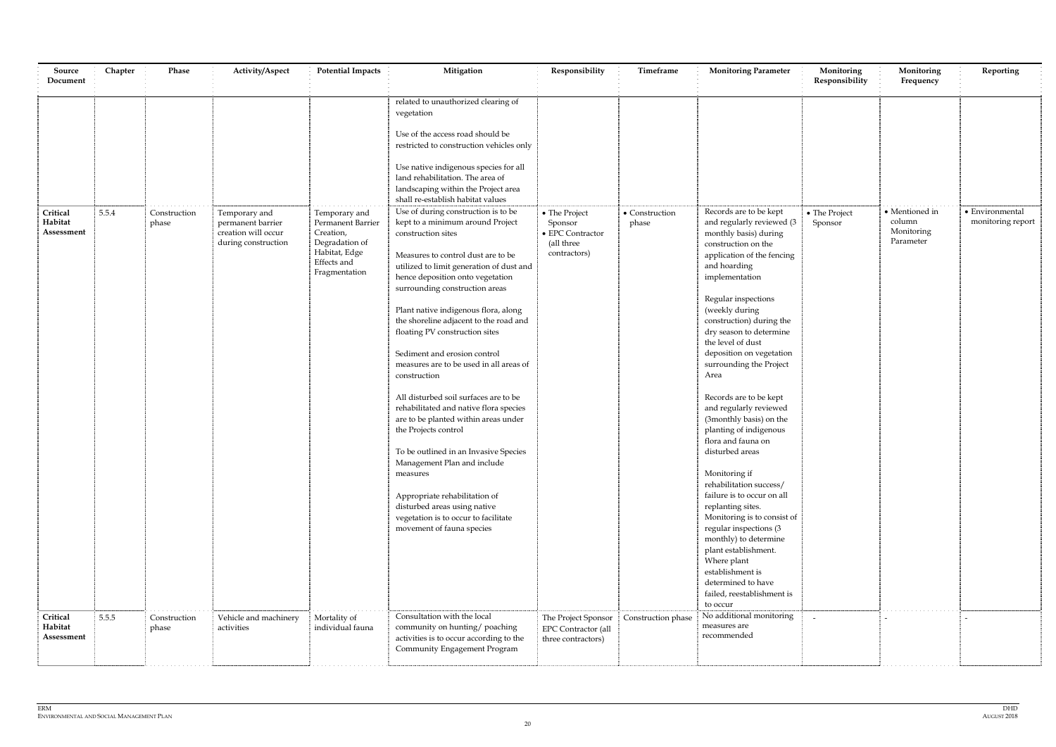| Source Document | Chapter | Phase | Activity/Aspect | Potential Impacts | Mitigation | Responsibility | Timeframe | Monitoring Parameter | Monitoring Responsibility | Monitoring Frequency | Reporting |
|---|---|---|---|---|---|---|---|---|---|---|---|
| | | | | | related to unauthorized clearing of vegetation<br><br>Use of the access road should be restricted to construction vehicles only<br><br>Use native indigenous species for all land rehabilitation. The area of landscaping within the Project area shall re-establish habitat values | | | | | | |
| **Critical Habitat Assessment** | 5.5.4 | Construction phase | Temporary and permanent barrier creation will occur during construction | Temporary and Permanent Barrier Creation, Degradation of Habitat, Edge Effects and Fragmentation | Use of during construction is to be kept to a minimum around Project construction sites<br><br>Measures to control dust are to be utilized to limit generation of dust and hence deposition onto vegetation surrounding construction areas<br><br>Plant native indigenous flora, along the shoreline adjacent to the road and floating PV construction sites<br><br>Sediment and erosion control measures are to be used in all areas of construction<br><br>All disturbed soil surfaces are to be rehabilitated and native flora species are to be planted within areas under the Projects control<br><br>To be outlined in an Invasive Species Management Plan and include measures<br><br>Appropriate rehabilitation of disturbed areas using native vegetation is to occur to facilitate movement of fauna species | • The Project Sponsor<br>• EPC Contractor (all three contractors) | • Construction phase | Records are to be kept and regularly reviewed (3 monthly basis) during construction on the application of the fencing and hoarding implementation<br><br>Regular inspections (weekly during construction) during the dry season to determine the level of dust deposition on vegetation surrounding the Project Area<br><br>Records are to be kept and regularly reviewed (3monthly basis) on the planting of indigenous flora and fauna on disturbed areas<br><br>Monitoring if rehabilitation success/ failure is to occur on all replanting sites. Monitoring is to consist of regular inspections (3 monthly) to determine plant establishment. Where plant establishment is determined to have failed, reestablishment is to occur | • The Project Sponsor | • Mentioned in column Monitoring Parameter | • Environmental monitoring report |
| **Critical Habitat Assessment** | 5.5.5 | Construction phase | Vehicle and machinery activities | Mortality of individual fauna | Consultation with the local community on hunting/ poaching activities is to occur according to the Community Engagement Program | The Project Sponsor EPC Contractor (all three contractors) | Construction phase | No additional monitoring measures are recommended | - | - | - |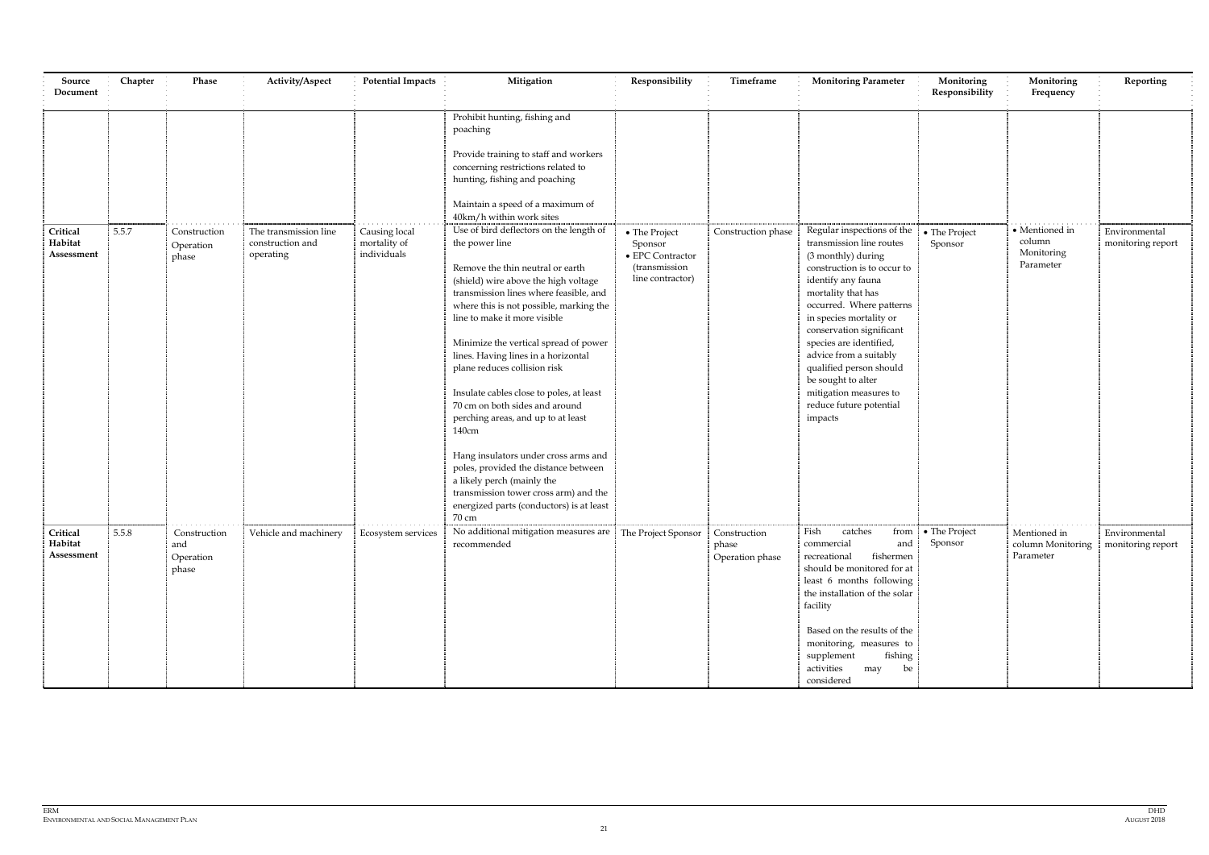| Source Document | Chapter | Phase | Activity/Aspect | Potential Impacts | Mitigation | Responsibility | Timeframe | Monitoring Parameter | Monitoring Responsibility | Monitoring Frequency | Reporting |
|---|---|---|---|---|---|---|---|---|---|---|---|
| | | | | | Prohibit hunting, fishing and poaching<br><br>Provide training to staff and workers concerning restrictions related to hunting, fishing and poaching<br><br>Maintain a speed of a maximum of 40km/h within work sites | | | | | | |
| **Critical Habitat Assessment** | 5.5.7 | Construction Operation phase | The transmission line construction and operating | Causing local mortality of individuals | Use of bird deflectors on the length of the power line<br><br>Remove the thin neutral or earth (shield) wire above the high voltage transmission lines where feasible, and where this is not possible, marking the line to make it more visible<br><br>Minimize the vertical spread of power lines. Having lines in a horizontal plane reduces collision risk<br><br>Insulate cables close to poles, at least 70 cm on both sides and around perching areas, and up to at least 140cm<br><br>Hang insulators under cross arms and poles, provided the distance between a likely perch (mainly the transmission tower cross arm) and the energized parts (conductors) is at least 70 cm | • The Project Sponsor<br>• EPC Contractor (transmission line contractor) | Construction phase | Regular inspections of the transmission line routes (3 monthly) during construction is to occur to identify any fauna mortality that has occurred. Where patterns in species mortality or conservation significant species are identified, advice from a suitably qualified person should be sought to alter mitigation measures to reduce future potential impacts | • The Project Sponsor | • Mentioned in column Monitoring Parameter | Environmental monitoring report |
| **Critical Habitat Assessment** | 5.5.8 | Construction and Operation phase | Vehicle and machinery | Ecosystem services | No additional mitigation measures are recommended | The Project Sponsor | Construction phase Operation phase | Fish catches from commercial and recreational fishermen should be monitored for at least 6 months following the installation of the solar facility<br><br>Based on the results of the monitoring, measures to supplement fishing activities may be considered | • The Project Sponsor | Mentioned in column Monitoring Parameter | Environmental monitoring report |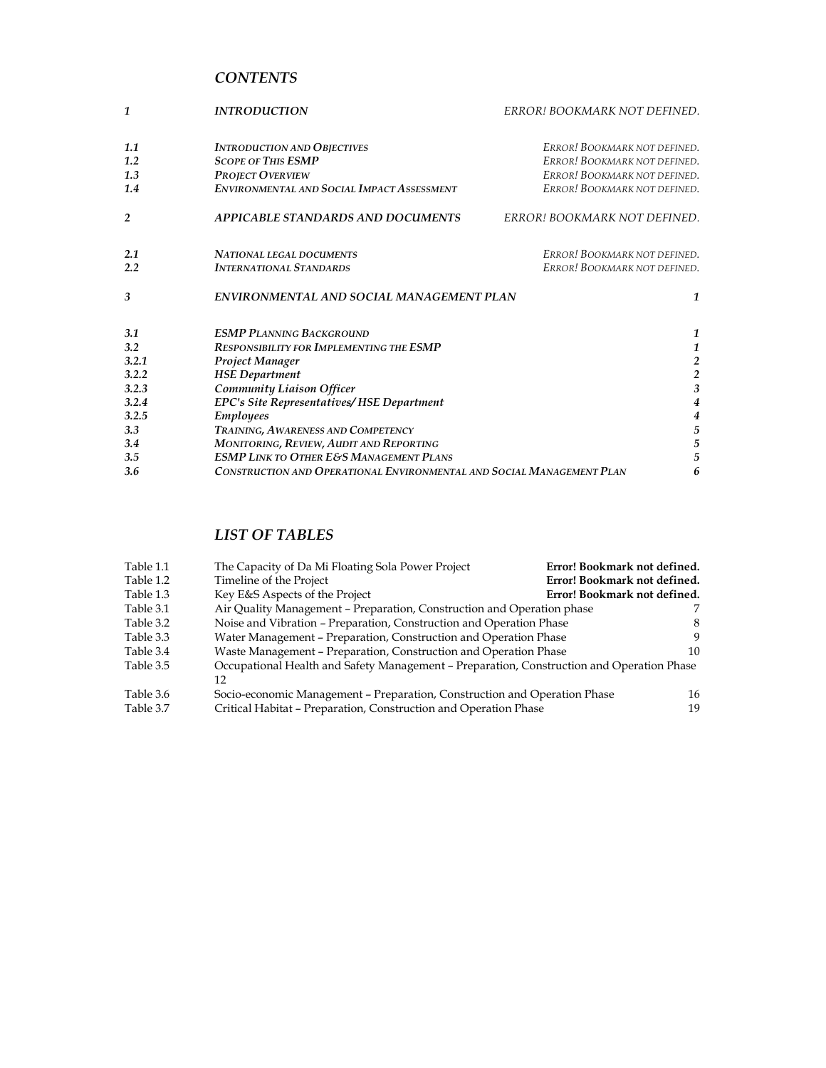## *CONTENTS*

| | | |
|---|---|---|
| *1* | *INTRODUCTION* | *ERROR! BOOKMARK NOT DEFINED.* |
| *1.1* | *INTRODUCTION AND OBJECTIVES* | *ERROR! BOOKMARK NOT DEFINED.* |
| *1.2* | *SCOPE OF THIS ESMP* | *ERROR! BOOKMARK NOT DEFINED.* |
| *1.3* | *PROJECT OVERVIEW* | *ERROR! BOOKMARK NOT DEFINED.* |
| *1.4* | *ENVIRONMENTAL AND SOCIAL IMPACT ASSESSMENT* | *ERROR! BOOKMARK NOT DEFINED.* |
| *2* | *APPICABLE STANDARDS AND DOCUMENTS* | *ERROR! BOOKMARK NOT DEFINED.* |
| *2.1* | *NATIONAL LEGAL DOCUMENTS* | *ERROR! BOOKMARK NOT DEFINED.* |
| *2.2* | *INTERNATIONAL STANDARDS* | *ERROR! BOOKMARK NOT DEFINED.* |
| *3* | *ENVIRONMENTAL AND SOCIAL MANAGEMENT PLAN* | *1* |
| *3.1* | *ESMP PLANNING BACKGROUND* | *1* |
| *3.2* | *RESPONSIBILITY FOR IMPLEMENTING THE ESMP* | *1* |
| *3.2.1* | *Project Manager* | *2* |
| *3.2.2* | *HSE Department* | *2* |
| *3.2.3* | *Community Liaison Officer* | *3* |
| *3.2.4* | *EPC's Site Representatives/ HSE Department* | *4* |
| *3.2.5* | *Employees* | *4* |
| *3.3* | *TRAINING, AWARENESS AND COMPETENCY* | *5* |
| *3.4* | *MONITORING, REVIEW, AUDIT AND REPORTING* | *5* |
| *3.5* | *ESMP LINK TO OTHER E&S MANAGEMENT PLANS* | *5* |
| *3.6* | *CONSTRUCTION AND OPERATIONAL ENVIRONMENTAL AND SOCIAL MANAGEMENT PLAN* | *6* |

## *LIST OF TABLES*

| | | |
|---|---|---|
| Table 1.1 | The Capacity of Da Mi Floating Sola Power Project | **Error! Bookmark not defined.** |
| Table 1.2 | Timeline of the Project | **Error! Bookmark not defined.** |
| Table 1.3 | Key E&S Aspects of the Project | **Error! Bookmark not defined.** |
| Table 3.1 | Air Quality Management – Preparation, Construction and Operation phase | 7 |
| Table 3.2 | Noise and Vibration – Preparation, Construction and Operation Phase | 8 |
| Table 3.3 | Water Management – Preparation, Construction and Operation Phase | 9 |
| Table 3.4 | Waste Management – Preparation, Construction and Operation Phase | 10 |
| Table 3.5 | Occupational Health and Safety Management – Preparation, Construction and Operation Phase | 12 |
| Table 3.6 | Socio-economic Management – Preparation, Construction and Operation Phase | 16 |
| Table 3.7 | Critical Habitat – Preparation, Construction and Operation Phase | 19 |